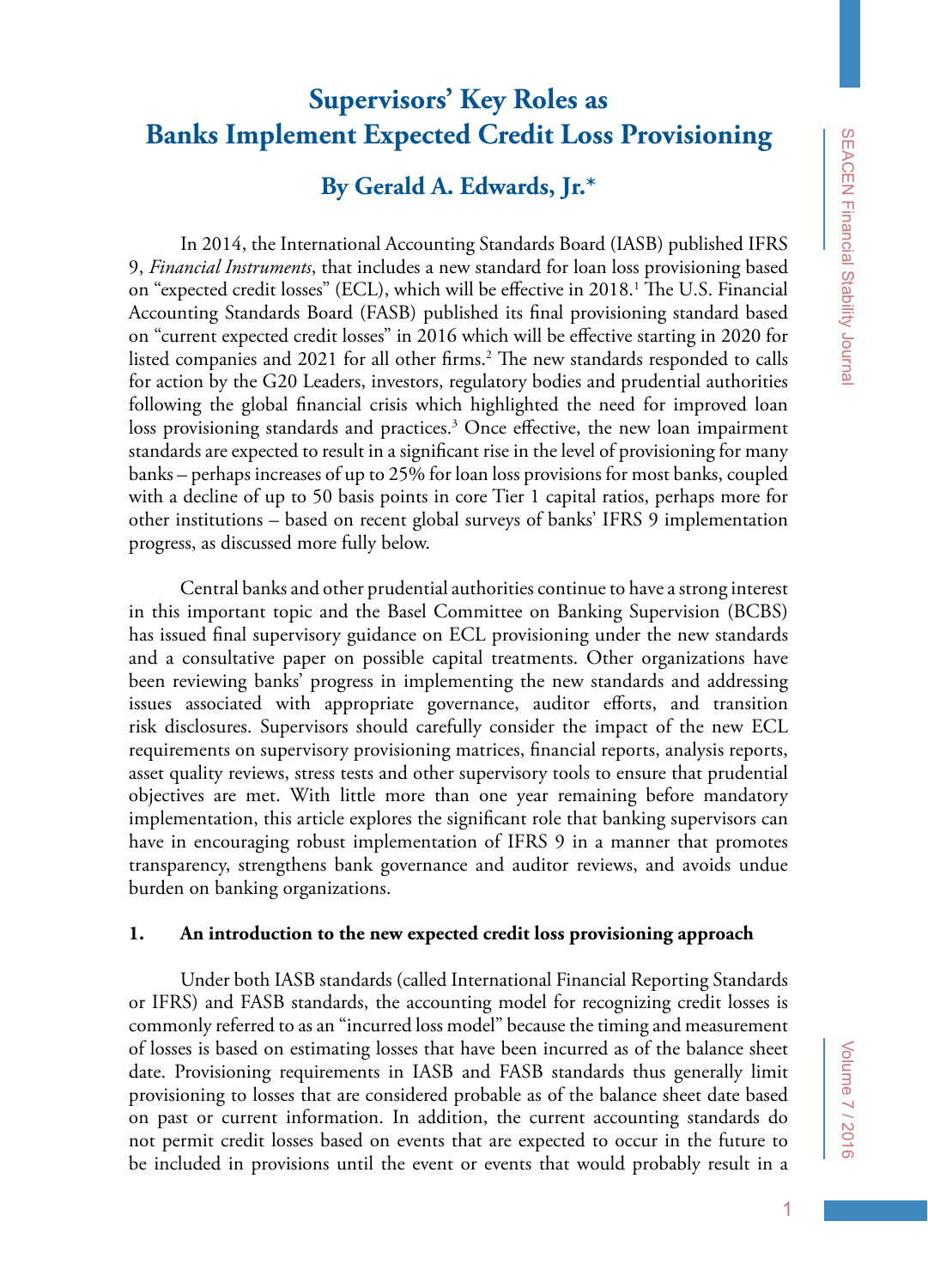# Supervisors' Key Roles as Banks Implement Expected Credit Loss Provisioning

## By Gerald A. Edwards, Jr.*

In 2014, the International Accounting Standards Board (IASB) published IFRS 9, *Financial Instruments*, that includes a new standard for loan loss provisioning based on "expected credit losses" (ECL), which will be effective in 2018.[1] The U.S. Financial Accounting Standards Board (FASB) published its final provisioning standard based on "current expected credit losses" in 2016 which will be effective starting in 2020 for listed companies and 2021 for all other firms.[2] The new standards responded to calls for action by the G20 Leaders, investors, regulatory bodies and prudential authorities following the global financial crisis which highlighted the need for improved loan loss provisioning standards and practices.[3] Once effective, the new loan impairment standards are expected to result in a significant rise in the level of provisioning for many banks – perhaps increases of up to 25% for loan loss provisions for most banks, coupled with a decline of up to 50 basis points in core Tier 1 capital ratios, perhaps more for other institutions – based on recent global surveys of banks' IFRS 9 implementation progress, as discussed more fully below.

Central banks and other prudential authorities continue to have a strong interest in this important topic and the Basel Committee on Banking Supervision (BCBS) has issued final supervisory guidance on ECL provisioning under the new standards and a consultative paper on possible capital treatments. Other organizations have been reviewing banks' progress in implementing the new standards and addressing issues associated with appropriate governance, auditor efforts, and transition risk disclosures. Supervisors should carefully consider the impact of the new ECL requirements on supervisory provisioning matrices, financial reports, analysis reports, asset quality reviews, stress tests and other supervisory tools to ensure that prudential objectives are met. With little more than one year remaining before mandatory implementation, this article explores the significant role that banking supervisors can have in encouraging robust implementation of IFRS 9 in a manner that promotes transparency, strengthens bank governance and auditor reviews, and avoids undue burden on banking organizations.

### 1. An introduction to the new expected credit loss provisioning approach

Under both IASB standards (called International Financial Reporting Standards or IFRS) and FASB standards, the accounting model for recognizing credit losses is commonly referred to as an "incurred loss model" because the timing and measurement of losses is based on estimating losses that have been incurred as of the balance sheet date. Provisioning requirements in IASB and FASB standards thus generally limit provisioning to losses that are considered probable as of the balance sheet date based on past or current information. In addition, the current accounting standards do not permit credit losses based on events that are expected to occur in the future to be included in provisions until the event or events that would probably result in a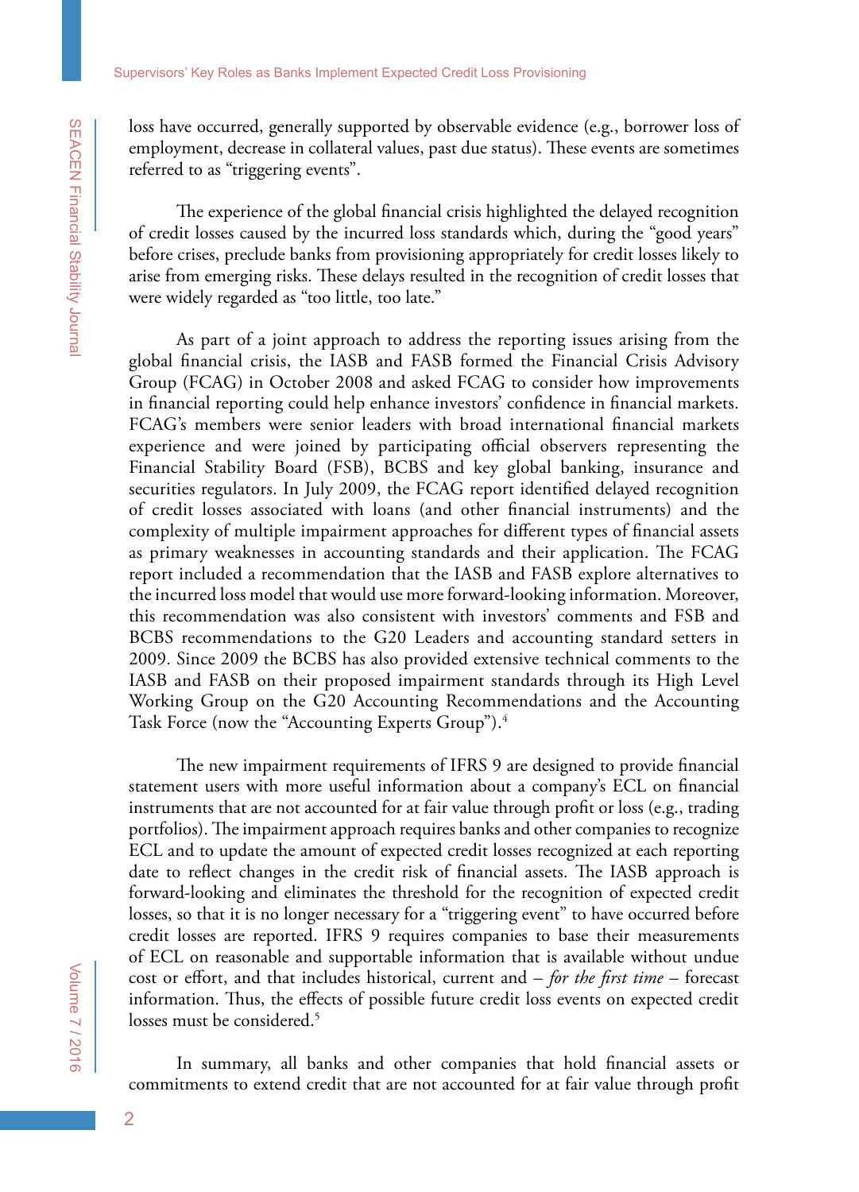loss have occurred, generally supported by observable evidence (e.g., borrower loss of employment, decrease in collateral values, past due status). These events are sometimes referred to as "triggering events".

The experience of the global financial crisis highlighted the delayed recognition of credit losses caused by the incurred loss standards which, during the "good years" before crises, preclude banks from provisioning appropriately for credit losses likely to arise from emerging risks. These delays resulted in the recognition of credit losses that were widely regarded as "too little, too late."

As part of a joint approach to address the reporting issues arising from the global financial crisis, the IASB and FASB formed the Financial Crisis Advisory Group (FCAG) in October 2008 and asked FCAG to consider how improvements in financial reporting could help enhance investors' confidence in financial markets. FCAG's members were senior leaders with broad international financial markets experience and were joined by participating official observers representing the Financial Stability Board (FSB), BCBS and key global banking, insurance and securities regulators. In July 2009, the FCAG report identified delayed recognition of credit losses associated with loans (and other financial instruments) and the complexity of multiple impairment approaches for different types of financial assets as primary weaknesses in accounting standards and their application. The FCAG report included a recommendation that the IASB and FASB explore alternatives to the incurred loss model that would use more forward-looking information. Moreover, this recommendation was also consistent with investors' comments and FSB and BCBS recommendations to the G20 Leaders and accounting standard setters in 2009. Since 2009 the BCBS has also provided extensive technical comments to the IASB and FASB on their proposed impairment standards through its High Level Working Group on the G20 Accounting Recommendations and the Accounting Task Force (now the "Accounting Experts Group").[4]

The new impairment requirements of IFRS 9 are designed to provide financial statement users with more useful information about a company's ECL on financial instruments that are not accounted for at fair value through profit or loss (e.g., trading portfolios). The impairment approach requires banks and other companies to recognize ECL and to update the amount of expected credit losses recognized at each reporting date to reflect changes in the credit risk of financial assets. The IASB approach is forward-looking and eliminates the threshold for the recognition of expected credit losses, so that it is no longer necessary for a "triggering event" to have occurred before credit losses are reported. IFRS 9 requires companies to base their measurements of ECL on reasonable and supportable information that is available without undue cost or effort, and that includes historical, current and – *for the first time* – forecast information. Thus, the effects of possible future credit loss events on expected credit losses must be considered.[5]

In summary, all banks and other companies that hold financial assets or commitments to extend credit that are not accounted for at fair value through profit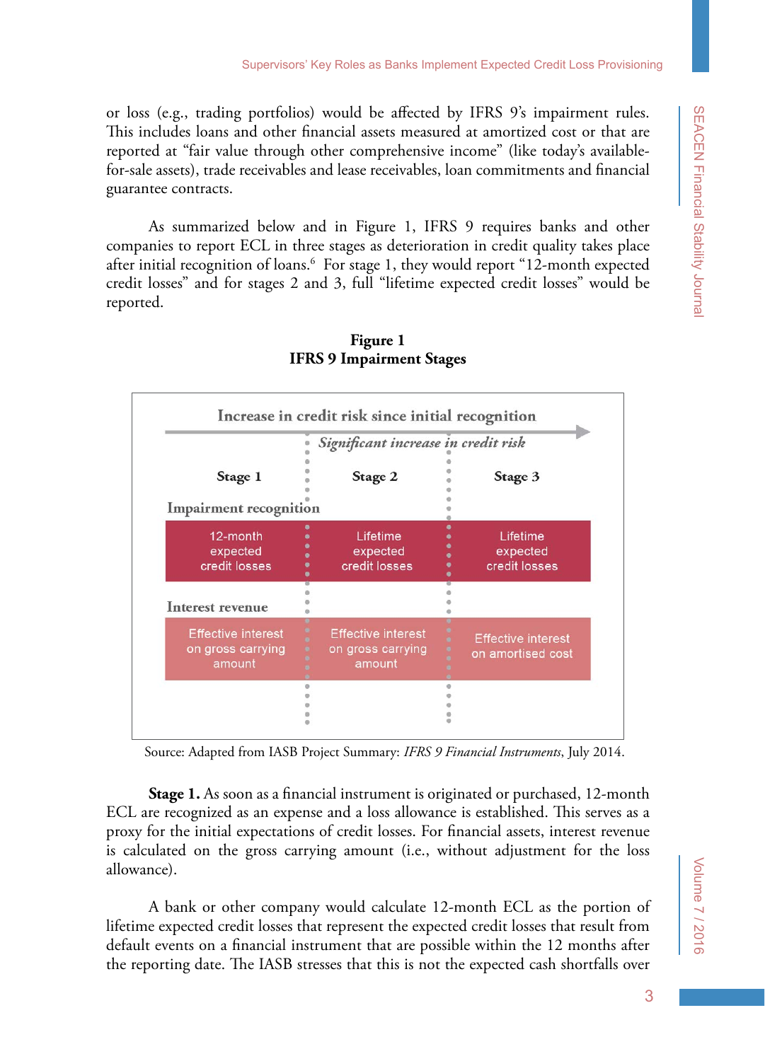or loss (e.g., trading portfolios) would be affected by IFRS 9's impairment rules. This includes loans and other financial assets measured at amortized cost or that are reported at "fair value through other comprehensive income" (like today's available-for-sale assets), trade receivables and lease receivables, loan commitments and financial guarantee contracts.

As summarized below and in Figure 1, IFRS 9 requires banks and other companies to report ECL in three stages as deterioration in credit quality takes place after initial recognition of loans.[6] For stage 1, they would report "12-month expected credit losses" and for stages 2 and 3, full "lifetime expected credit losses" would be reported.

**Figure 1**
**IFRS 9 Impairment Stages**

Increase in credit risk since initial recognition → *Significant increase in credit risk*

| | Stage 1 | Stage 2 | Stage 3 |
|---|---|---|---|
| Impairment recognition | 12-month expected credit losses | Lifetime expected credit losses | Lifetime expected credit losses |
| Interest revenue | Effective interest on gross carrying amount | Effective interest on gross carrying amount | Effective interest on amortised cost |

Source: Adapted from IASB Project Summary: *IFRS 9 Financial Instruments*, July 2014.

**Stage 1.** As soon as a financial instrument is originated or purchased, 12-month ECL are recognized as an expense and a loss allowance is established. This serves as a proxy for the initial expectations of credit losses. For financial assets, interest revenue is calculated on the gross carrying amount (i.e., without adjustment for the loss allowance).

A bank or other company would calculate 12-month ECL as the portion of lifetime expected credit losses that represent the expected credit losses that result from default events on a financial instrument that are possible within the 12 months after the reporting date. The IASB stresses that this is not the expected cash shortfalls over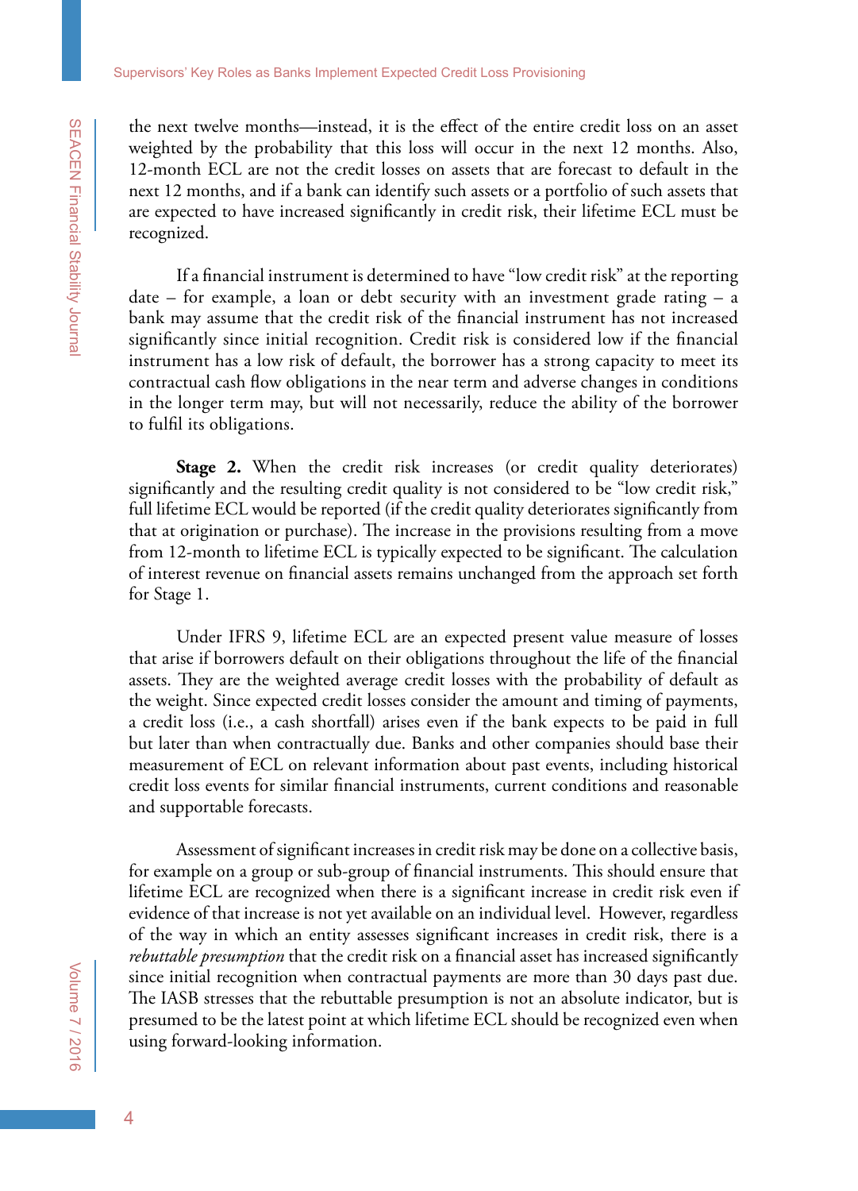the next twelve months—instead, it is the effect of the entire credit loss on an asset weighted by the probability that this loss will occur in the next 12 months. Also, 12-month ECL are not the credit losses on assets that are forecast to default in the next 12 months, and if a bank can identify such assets or a portfolio of such assets that are expected to have increased significantly in credit risk, their lifetime ECL must be recognized.

If a financial instrument is determined to have "low credit risk" at the reporting date – for example, a loan or debt security with an investment grade rating – a bank may assume that the credit risk of the financial instrument has not increased significantly since initial recognition. Credit risk is considered low if the financial instrument has a low risk of default, the borrower has a strong capacity to meet its contractual cash flow obligations in the near term and adverse changes in conditions in the longer term may, but will not necessarily, reduce the ability of the borrower to fulfil its obligations.

**Stage 2.** When the credit risk increases (or credit quality deteriorates) significantly and the resulting credit quality is not considered to be "low credit risk," full lifetime ECL would be reported (if the credit quality deteriorates significantly from that at origination or purchase). The increase in the provisions resulting from a move from 12-month to lifetime ECL is typically expected to be significant. The calculation of interest revenue on financial assets remains unchanged from the approach set forth for Stage 1.

Under IFRS 9, lifetime ECL are an expected present value measure of losses that arise if borrowers default on their obligations throughout the life of the financial assets. They are the weighted average credit losses with the probability of default as the weight. Since expected credit losses consider the amount and timing of payments, a credit loss (i.e., a cash shortfall) arises even if the bank expects to be paid in full but later than when contractually due. Banks and other companies should base their measurement of ECL on relevant information about past events, including historical credit loss events for similar financial instruments, current conditions and reasonable and supportable forecasts.

Assessment of significant increases in credit risk may be done on a collective basis, for example on a group or sub-group of financial instruments. This should ensure that lifetime ECL are recognized when there is a significant increase in credit risk even if evidence of that increase is not yet available on an individual level. However, regardless of the way in which an entity assesses significant increases in credit risk, there is a *rebuttable presumption* that the credit risk on a financial asset has increased significantly since initial recognition when contractual payments are more than 30 days past due. The IASB stresses that the rebuttable presumption is not an absolute indicator, but is presumed to be the latest point at which lifetime ECL should be recognized even when using forward-looking information.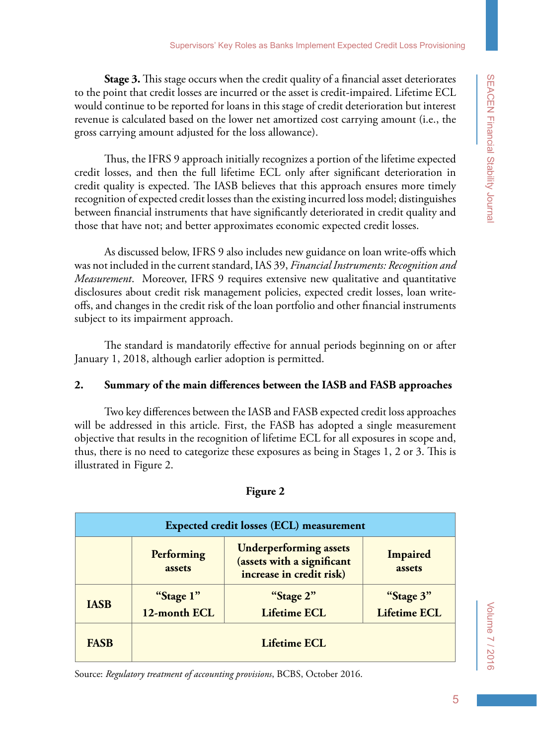**Stage 3.** This stage occurs when the credit quality of a financial asset deteriorates to the point that credit losses are incurred or the asset is credit-impaired. Lifetime ECL would continue to be reported for loans in this stage of credit deterioration but interest revenue is calculated based on the lower net amortized cost carrying amount (i.e., the gross carrying amount adjusted for the loss allowance).

Thus, the IFRS 9 approach initially recognizes a portion of the lifetime expected credit losses, and then the full lifetime ECL only after significant deterioration in credit quality is expected. The IASB believes that this approach ensures more timely recognition of expected credit losses than the existing incurred loss model; distinguishes between financial instruments that have significantly deteriorated in credit quality and those that have not; and better approximates economic expected credit losses.

As discussed below, IFRS 9 also includes new guidance on loan write-offs which was not included in the current standard, IAS 39, *Financial Instruments: Recognition and Measurement*. Moreover, IFRS 9 requires extensive new qualitative and quantitative disclosures about credit risk management policies, expected credit losses, loan write-offs, and changes in the credit risk of the loan portfolio and other financial instruments subject to its impairment approach.

The standard is mandatorily effective for annual periods beginning on or after January 1, 2018, although earlier adoption is permitted.

## 2. Summary of the main differences between the IASB and FASB approaches

Two key differences between the IASB and FASB expected credit loss approaches will be addressed in this article. First, the FASB has adopted a single measurement objective that results in the recognition of lifetime ECL for all exposures in scope and, thus, there is no need to categorize these exposures as being in Stages 1, 2 or 3. This is illustrated in Figure 2.

**Figure 2**

| Expected credit losses (ECL) measurement | | | |
|---|---|---|---|
| | **Performing assets** | **Underperforming assets (assets with a significant increase in credit risk)** | **Impaired assets** |
| **IASB** | **"Stage 1" 12-month ECL** | **"Stage 2" Lifetime ECL** | **"Stage 3" Lifetime ECL** |
| **FASB** | **Lifetime ECL** | | |

Source: *Regulatory treatment of accounting provisions*, BCBS, October 2016.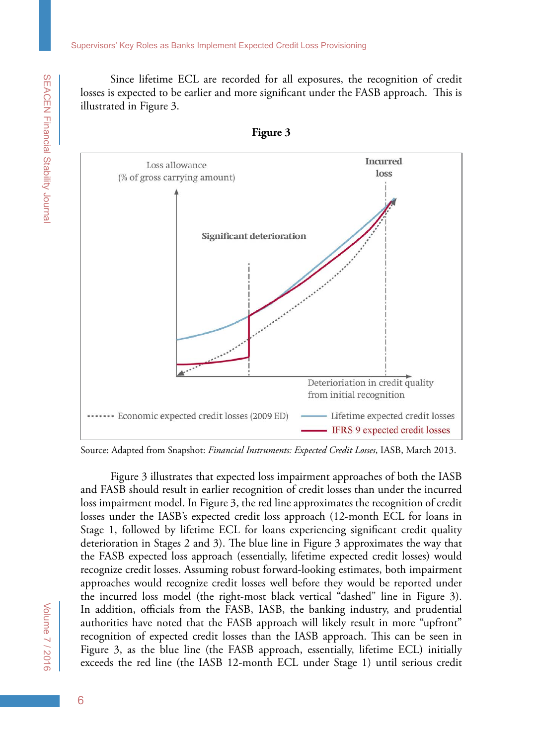Since lifetime ECL are recorded for all exposures, the recognition of credit losses is expected to be earlier and more significant under the FASB approach. This is illustrated in Figure 3.

**Figure 3**

Loss allowance (% of gross carrying amount)

Incurred loss

Significant deterioration

Deterioration in credit quality from initial recognition

Economic expected credit losses (2009 ED)

Lifetime expected credit losses

IFRS 9 expected credit losses

Source: Adapted from Snapshot: *Financial Instruments: Expected Credit Losses*, IASB, March 2013.

Figure 3 illustrates that expected loss impairment approaches of both the IASB and FASB should result in earlier recognition of credit losses than under the incurred loss impairment model. In Figure 3, the red line approximates the recognition of credit losses under the IASB's expected credit loss approach (12-month ECL for loans in Stage 1, followed by lifetime ECL for loans experiencing significant credit quality deterioration in Stages 2 and 3). The blue line in Figure 3 approximates the way that the FASB expected loss approach (essentially, lifetime expected credit losses) would recognize credit losses. Assuming robust forward-looking estimates, both impairment approaches would recognize credit losses well before they would be reported under the incurred loss model (the right-most black vertical "dashed" line in Figure 3). In addition, officials from the FASB, IASB, the banking industry, and prudential authorities have noted that the FASB approach will likely result in more "upfront" recognition of expected credit losses than the IASB approach. This can be seen in Figure 3, as the blue line (the FASB approach, essentially, lifetime ECL) initially exceeds the red line (the IASB 12-month ECL under Stage 1) until serious credit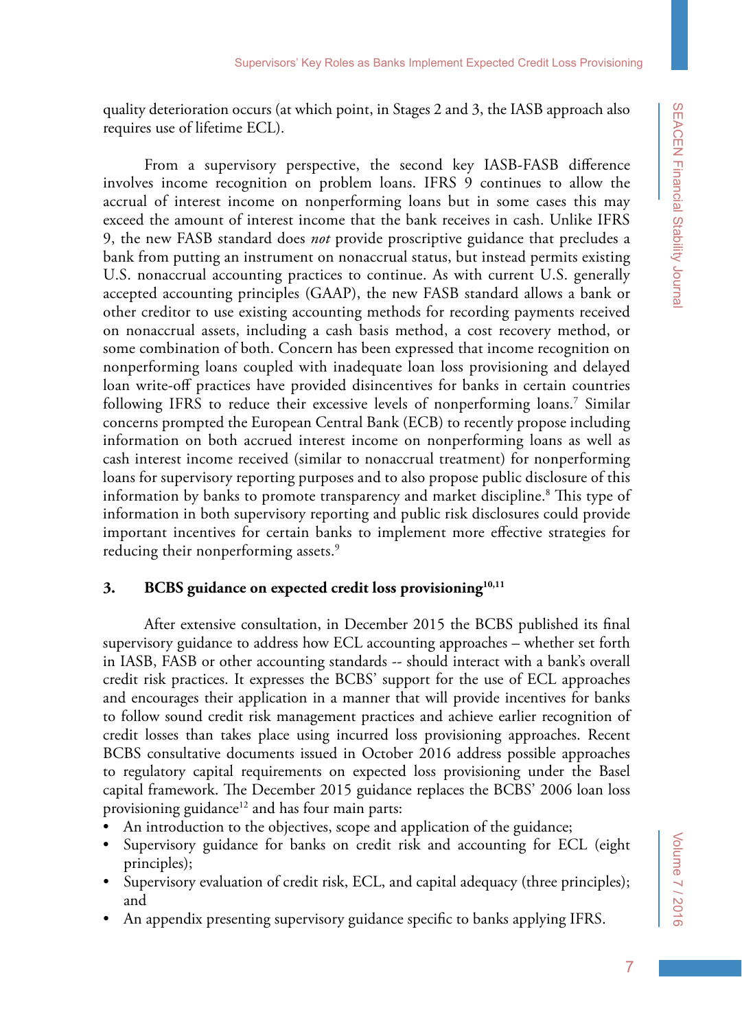quality deterioration occurs (at which point, in Stages 2 and 3, the IASB approach also requires use of lifetime ECL).

From a supervisory perspective, the second key IASB-FASB difference involves income recognition on problem loans. IFRS 9 continues to allow the accrual of interest income on nonperforming loans but in some cases this may exceed the amount of interest income that the bank receives in cash. Unlike IFRS 9, the new FASB standard does *not* provide proscriptive guidance that precludes a bank from putting an instrument on nonaccrual status, but instead permits existing U.S. nonaccrual accounting practices to continue. As with current U.S. generally accepted accounting principles (GAAP), the new FASB standard allows a bank or other creditor to use existing accounting methods for recording payments received on nonaccrual assets, including a cash basis method, a cost recovery method, or some combination of both. Concern has been expressed that income recognition on nonperforming loans coupled with inadequate loan loss provisioning and delayed loan write-off practices have provided disincentives for banks in certain countries following IFRS to reduce their excessive levels of nonperforming loans.[7] Similar concerns prompted the European Central Bank (ECB) to recently propose including information on both accrued interest income on nonperforming loans as well as cash interest income received (similar to nonaccrual treatment) for nonperforming loans for supervisory reporting purposes and to also propose public disclosure of this information by banks to promote transparency and market discipline.[8] This type of information in both supervisory reporting and public risk disclosures could provide important incentives for certain banks to implement more effective strategies for reducing their nonperforming assets.[9]

## 3. BCBS guidance on expected credit loss provisioning[10,11]

After extensive consultation, in December 2015 the BCBS published its final supervisory guidance to address how ECL accounting approaches – whether set forth in IASB, FASB or other accounting standards -- should interact with a bank's overall credit risk practices. It expresses the BCBS' support for the use of ECL approaches and encourages their application in a manner that will provide incentives for banks to follow sound credit risk management practices and achieve earlier recognition of credit losses than takes place using incurred loss provisioning approaches. Recent BCBS consultative documents issued in October 2016 address possible approaches to regulatory capital requirements on expected loss provisioning under the Basel capital framework. The December 2015 guidance replaces the BCBS' 2006 loan loss provisioning guidance[12] and has four main parts:

- An introduction to the objectives, scope and application of the guidance;
- Supervisory guidance for banks on credit risk and accounting for ECL (eight principles);
- Supervisory evaluation of credit risk, ECL, and capital adequacy (three principles); and
- An appendix presenting supervisory guidance specific to banks applying IFRS.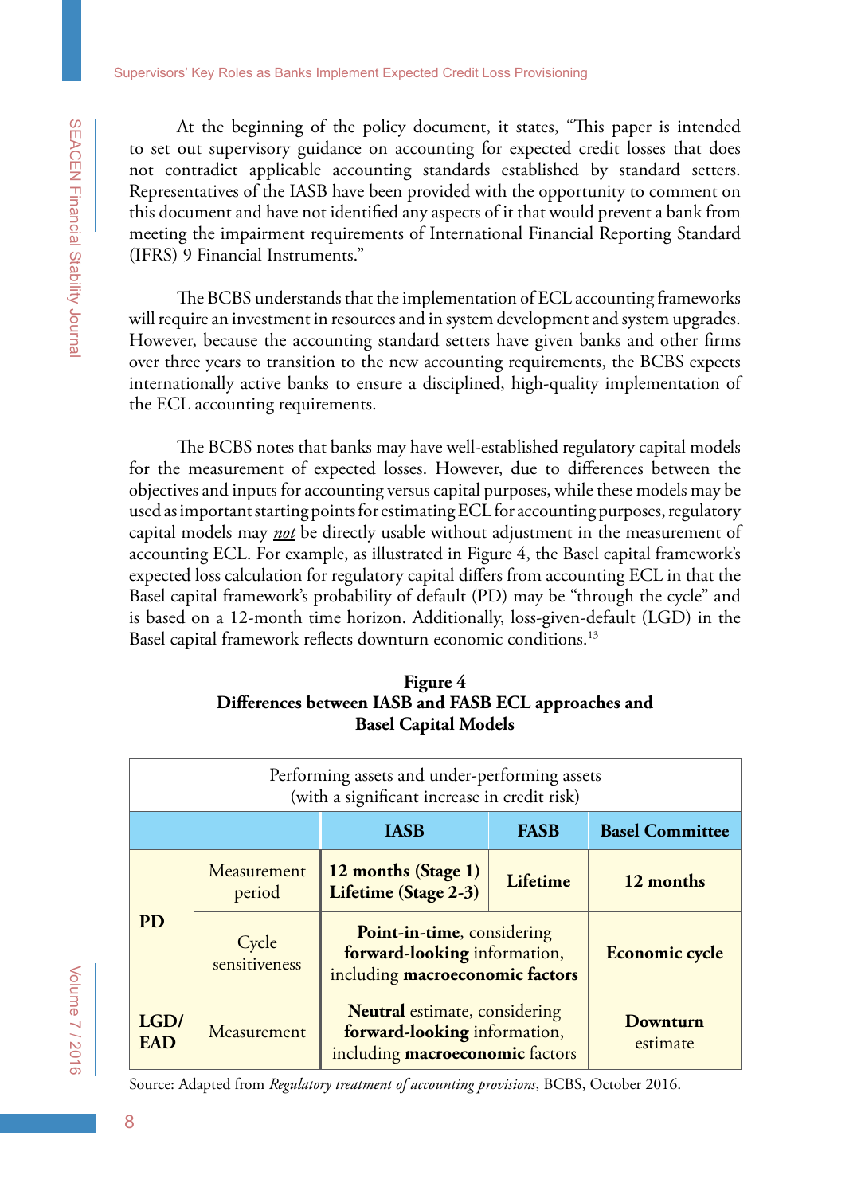At the beginning of the policy document, it states, "This paper is intended to set out supervisory guidance on accounting for expected credit losses that does not contradict applicable accounting standards established by standard setters. Representatives of the IASB have been provided with the opportunity to comment on this document and have not identified any aspects of it that would prevent a bank from meeting the impairment requirements of International Financial Reporting Standard (IFRS) 9 Financial Instruments."

The BCBS understands that the implementation of ECL accounting frameworks will require an investment in resources and in system development and system upgrades. However, because the accounting standard setters have given banks and other firms over three years to transition to the new accounting requirements, the BCBS expects internationally active banks to ensure a disciplined, high-quality implementation of the ECL accounting requirements.

The BCBS notes that banks may have well-established regulatory capital models for the measurement of expected losses. However, due to differences between the objectives and inputs for accounting versus capital purposes, while these models may be used as important starting points for estimating ECL for accounting purposes, regulatory capital models may ***not*** be directly usable without adjustment in the measurement of accounting ECL. For example, as illustrated in Figure 4, the Basel capital framework's expected loss calculation for regulatory capital differs from accounting ECL in that the Basel capital framework's probability of default (PD) may be "through the cycle" and is based on a 12-month time horizon. Additionally, loss-given-default (LGD) in the Basel capital framework reflects downturn economic conditions.[13]

**Figure 4**
**Differences between IASB and FASB ECL approaches and Basel Capital Models**

| Performing assets and under-performing assets (with a significant increase in credit risk) | | | | |
|---|---|---|---|---|
| | | **IASB** | **FASB** | **Basel Committee** |
| **PD** | Measurement period | **12 months (Stage 1) Lifetime (Stage 2-3)** | **Lifetime** | **12 months** |
| | Cycle sensitiveness | **Point-in-time**, considering **forward-looking** information, including **macroeconomic factors** | | **Economic cycle** |
| **LGD/ EAD** | Measurement | **Neutral** estimate, considering **forward-looking** information, including **macroeconomic** factors | | **Downturn** estimate |

Source: Adapted from *Regulatory treatment of accounting provisions*, BCBS, October 2016.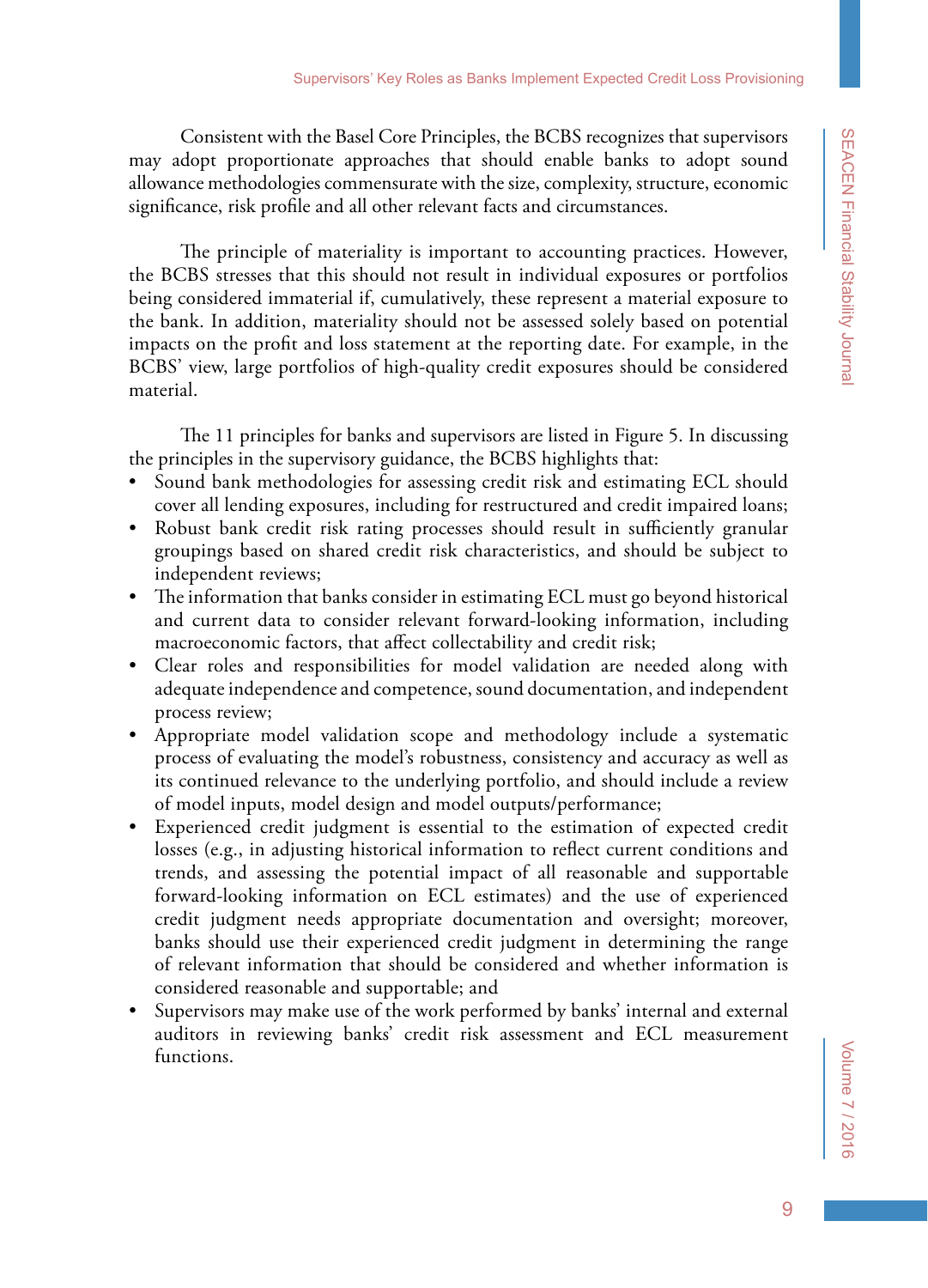Consistent with the Basel Core Principles, the BCBS recognizes that supervisors may adopt proportionate approaches that should enable banks to adopt sound allowance methodologies commensurate with the size, complexity, structure, economic significance, risk profile and all other relevant facts and circumstances.

The principle of materiality is important to accounting practices. However, the BCBS stresses that this should not result in individual exposures or portfolios being considered immaterial if, cumulatively, these represent a material exposure to the bank. In addition, materiality should not be assessed solely based on potential impacts on the profit and loss statement at the reporting date. For example, in the BCBS' view, large portfolios of high-quality credit exposures should be considered material.

The 11 principles for banks and supervisors are listed in Figure 5. In discussing the principles in the supervisory guidance, the BCBS highlights that:

- Sound bank methodologies for assessing credit risk and estimating ECL should cover all lending exposures, including for restructured and credit impaired loans;
- Robust bank credit risk rating processes should result in sufficiently granular groupings based on shared credit risk characteristics, and should be subject to independent reviews;
- The information that banks consider in estimating ECL must go beyond historical and current data to consider relevant forward-looking information, including macroeconomic factors, that affect collectability and credit risk;
- Clear roles and responsibilities for model validation are needed along with adequate independence and competence, sound documentation, and independent process review;
- Appropriate model validation scope and methodology include a systematic process of evaluating the model's robustness, consistency and accuracy as well as its continued relevance to the underlying portfolio, and should include a review of model inputs, model design and model outputs/performance;
- Experienced credit judgment is essential to the estimation of expected credit losses (e.g., in adjusting historical information to reflect current conditions and trends, and assessing the potential impact of all reasonable and supportable forward-looking information on ECL estimates) and the use of experienced credit judgment needs appropriate documentation and oversight; moreover, banks should use their experienced credit judgment in determining the range of relevant information that should be considered and whether information is considered reasonable and supportable; and
- Supervisors may make use of the work performed by banks' internal and external auditors in reviewing banks' credit risk assessment and ECL measurement functions.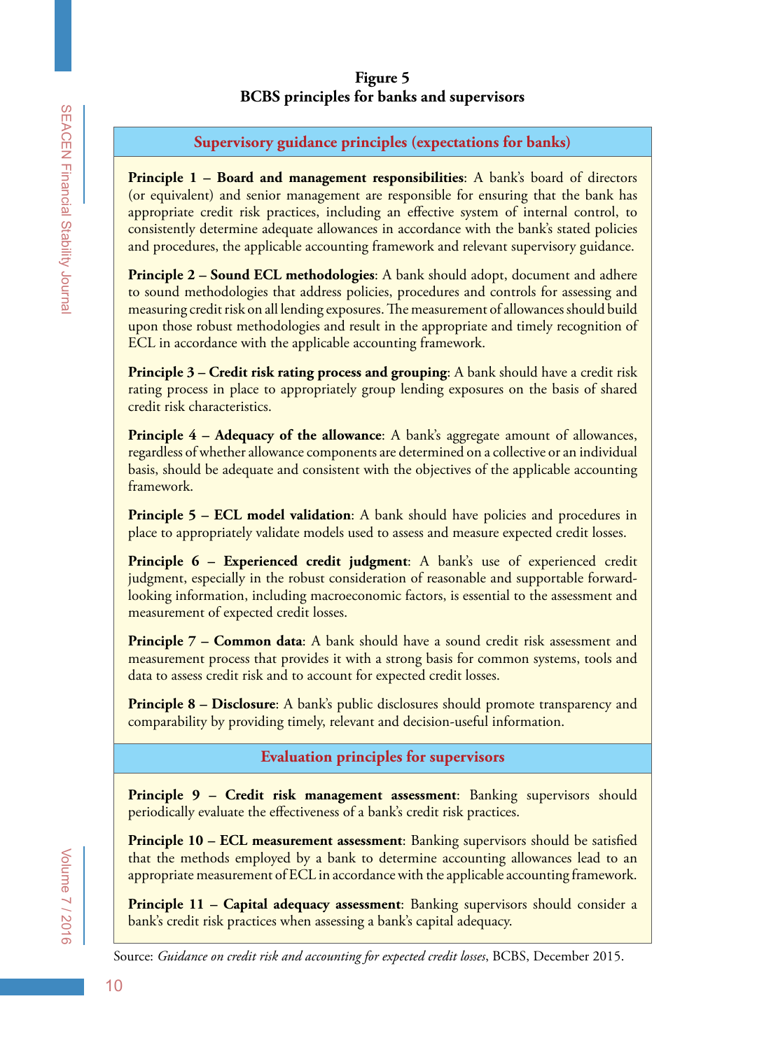**Figure 5**
**BCBS principles for banks and supervisors**

### Supervisory guidance principles (expectations for banks)

**Principle 1 – Board and management responsibilities**: A bank's board of directors (or equivalent) and senior management are responsible for ensuring that the bank has appropriate credit risk practices, including an effective system of internal control, to consistently determine adequate allowances in accordance with the bank's stated policies and procedures, the applicable accounting framework and relevant supervisory guidance.

**Principle 2 – Sound ECL methodologies**: A bank should adopt, document and adhere to sound methodologies that address policies, procedures and controls for assessing and measuring credit risk on all lending exposures. The measurement of allowances should build upon those robust methodologies and result in the appropriate and timely recognition of ECL in accordance with the applicable accounting framework.

**Principle 3 – Credit risk rating process and grouping**: A bank should have a credit risk rating process in place to appropriately group lending exposures on the basis of shared credit risk characteristics.

**Principle 4 – Adequacy of the allowance**: A bank's aggregate amount of allowances, regardless of whether allowance components are determined on a collective or an individual basis, should be adequate and consistent with the objectives of the applicable accounting framework.

**Principle 5 – ECL model validation**: A bank should have policies and procedures in place to appropriately validate models used to assess and measure expected credit losses.

**Principle 6 – Experienced credit judgment**: A bank's use of experienced credit judgment, especially in the robust consideration of reasonable and supportable forward-looking information, including macroeconomic factors, is essential to the assessment and measurement of expected credit losses.

**Principle 7 – Common data**: A bank should have a sound credit risk assessment and measurement process that provides it with a strong basis for common systems, tools and data to assess credit risk and to account for expected credit losses.

**Principle 8 – Disclosure**: A bank's public disclosures should promote transparency and comparability by providing timely, relevant and decision-useful information.

### Evaluation principles for supervisors

**Principle 9 – Credit risk management assessment**: Banking supervisors should periodically evaluate the effectiveness of a bank's credit risk practices.

**Principle 10 – ECL measurement assessment**: Banking supervisors should be satisfied that the methods employed by a bank to determine accounting allowances lead to an appropriate measurement of ECL in accordance with the applicable accounting framework.

**Principle 11 – Capital adequacy assessment**: Banking supervisors should consider a bank's credit risk practices when assessing a bank's capital adequacy.

Source: *Guidance on credit risk and accounting for expected credit losses*, BCBS, December 2015.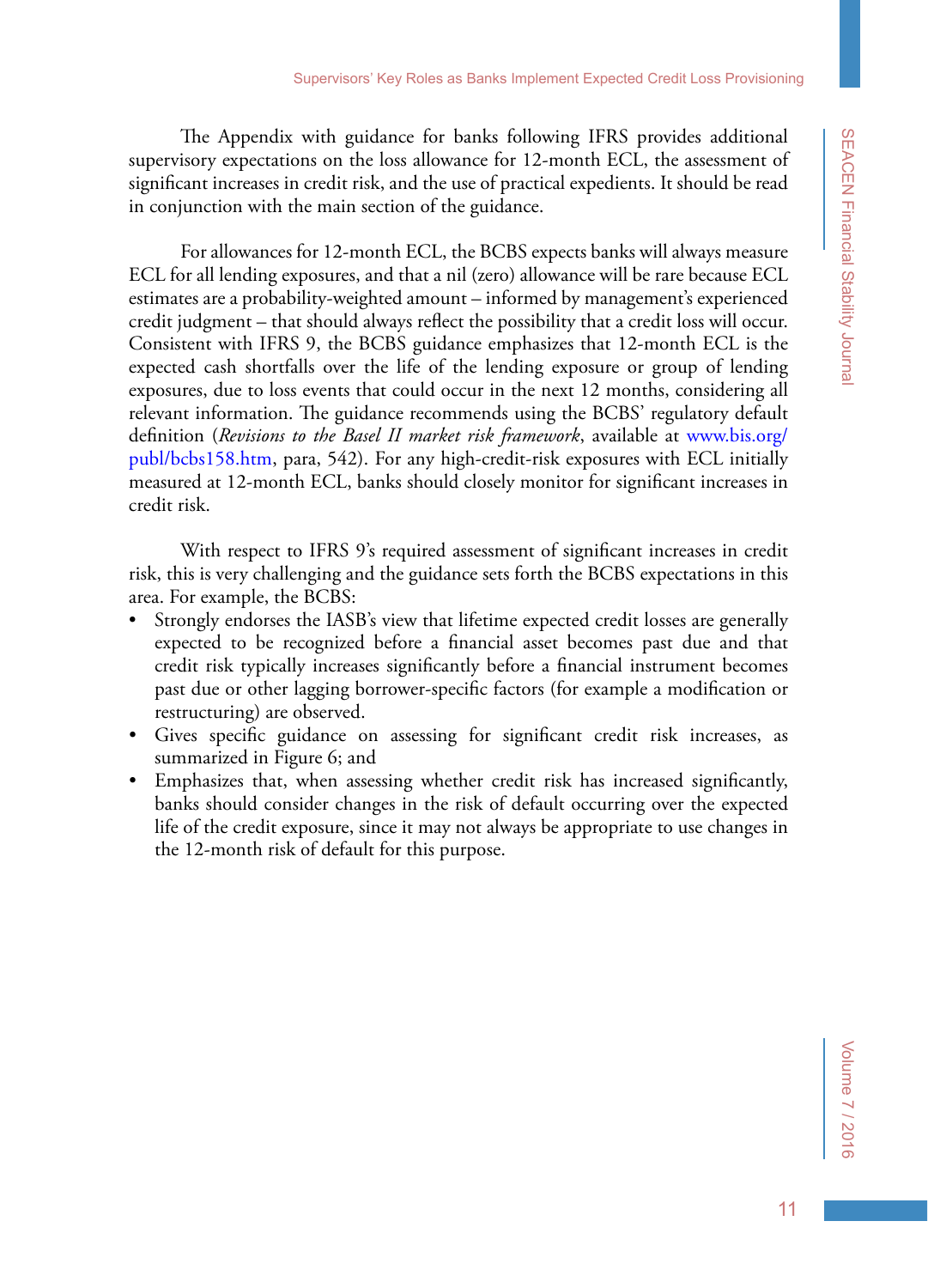The Appendix with guidance for banks following IFRS provides additional supervisory expectations on the loss allowance for 12-month ECL, the assessment of significant increases in credit risk, and the use of practical expedients. It should be read in conjunction with the main section of the guidance.

For allowances for 12-month ECL, the BCBS expects banks will always measure ECL for all lending exposures, and that a nil (zero) allowance will be rare because ECL estimates are a probability-weighted amount – informed by management's experienced credit judgment – that should always reflect the possibility that a credit loss will occur. Consistent with IFRS 9, the BCBS guidance emphasizes that 12-month ECL is the expected cash shortfalls over the life of the lending exposure or group of lending exposures, due to loss events that could occur in the next 12 months, considering all relevant information. The guidance recommends using the BCBS' regulatory default definition (*Revisions to the Basel II market risk framework*, available at www.bis.org/publ/bcbs158.htm, para, 542). For any high-credit-risk exposures with ECL initially measured at 12-month ECL, banks should closely monitor for significant increases in credit risk.

With respect to IFRS 9's required assessment of significant increases in credit risk, this is very challenging and the guidance sets forth the BCBS expectations in this area. For example, the BCBS:

- Strongly endorses the IASB's view that lifetime expected credit losses are generally expected to be recognized before a financial asset becomes past due and that credit risk typically increases significantly before a financial instrument becomes past due or other lagging borrower-specific factors (for example a modification or restructuring) are observed.
- Gives specific guidance on assessing for significant credit risk increases, as summarized in Figure 6; and
- Emphasizes that, when assessing whether credit risk has increased significantly, banks should consider changes in the risk of default occurring over the expected life of the credit exposure, since it may not always be appropriate to use changes in the 12-month risk of default for this purpose.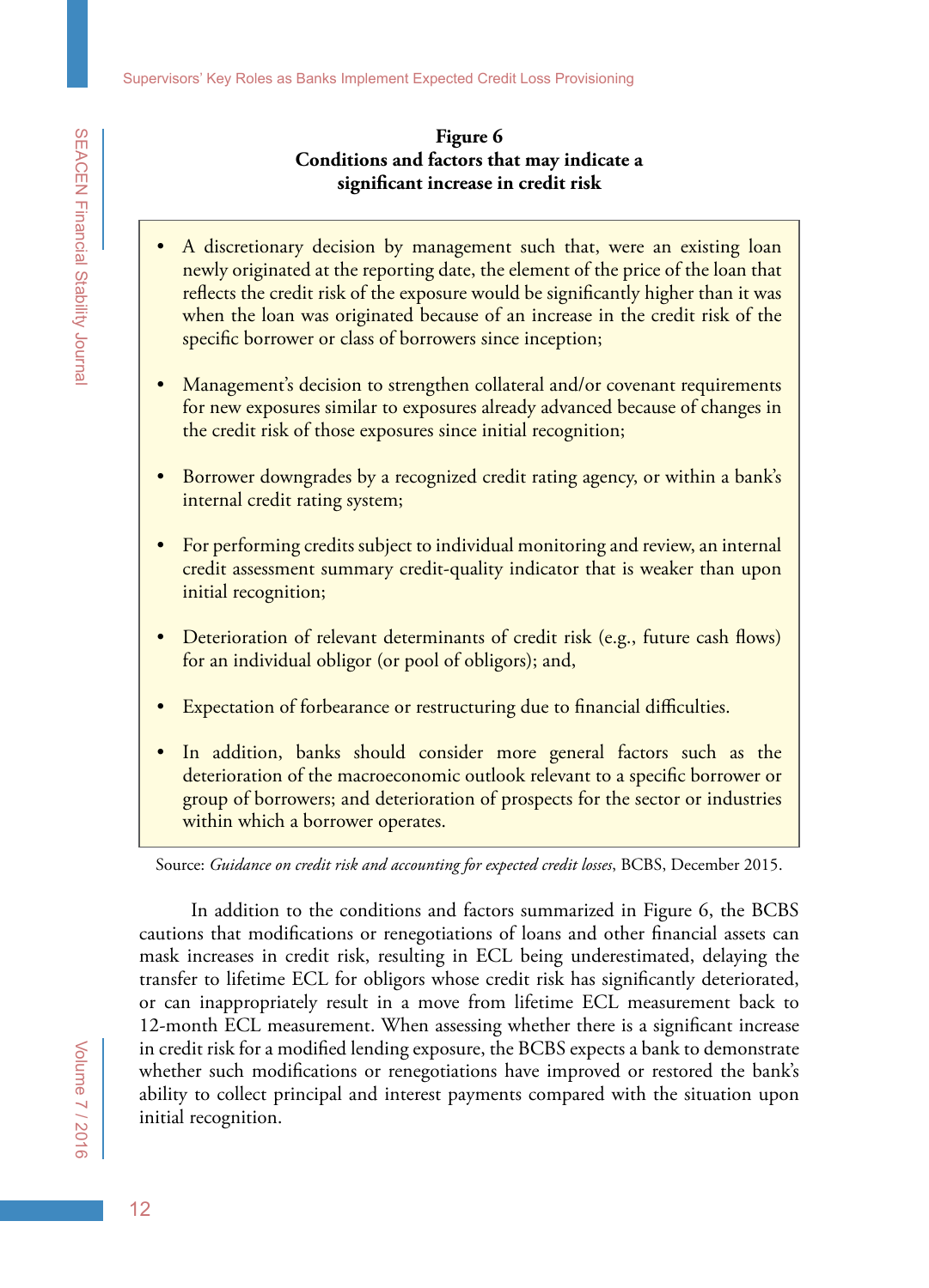**Figure 6**
**Conditions and factors that may indicate a significant increase in credit risk**

- A discretionary decision by management such that, were an existing loan newly originated at the reporting date, the element of the price of the loan that reflects the credit risk of the exposure would be significantly higher than it was when the loan was originated because of an increase in the credit risk of the specific borrower or class of borrowers since inception;
- Management's decision to strengthen collateral and/or covenant requirements for new exposures similar to exposures already advanced because of changes in the credit risk of those exposures since initial recognition;
- Borrower downgrades by a recognized credit rating agency, or within a bank's internal credit rating system;
- For performing credits subject to individual monitoring and review, an internal credit assessment summary credit-quality indicator that is weaker than upon initial recognition;
- Deterioration of relevant determinants of credit risk (e.g., future cash flows) for an individual obligor (or pool of obligors); and,
- Expectation of forbearance or restructuring due to financial difficulties.
- In addition, banks should consider more general factors such as the deterioration of the macroeconomic outlook relevant to a specific borrower or group of borrowers; and deterioration of prospects for the sector or industries within which a borrower operates.

Source: *Guidance on credit risk and accounting for expected credit losses*, BCBS, December 2015.

In addition to the conditions and factors summarized in Figure 6, the BCBS cautions that modifications or renegotiations of loans and other financial assets can mask increases in credit risk, resulting in ECL being underestimated, delaying the transfer to lifetime ECL for obligors whose credit risk has significantly deteriorated, or can inappropriately result in a move from lifetime ECL measurement back to 12-month ECL measurement. When assessing whether there is a significant increase in credit risk for a modified lending exposure, the BCBS expects a bank to demonstrate whether such modifications or renegotiations have improved or restored the bank's ability to collect principal and interest payments compared with the situation upon initial recognition.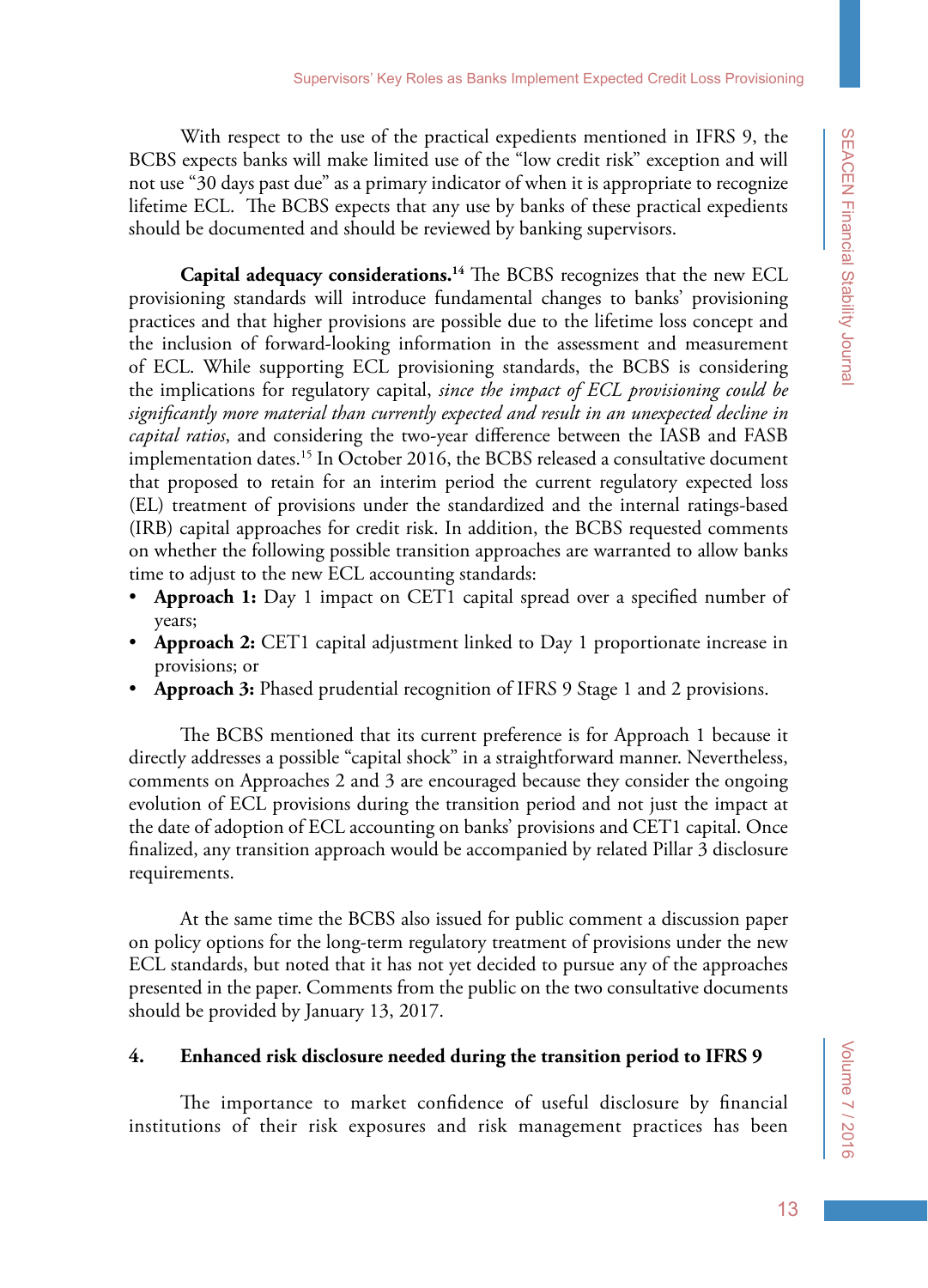With respect to the use of the practical expedients mentioned in IFRS 9, the BCBS expects banks will make limited use of the "low credit risk" exception and will not use "30 days past due" as a primary indicator of when it is appropriate to recognize lifetime ECL. The BCBS expects that any use by banks of these practical expedients should be documented and should be reviewed by banking supervisors.

**Capital adequacy considerations.**[14] The BCBS recognizes that the new ECL provisioning standards will introduce fundamental changes to banks' provisioning practices and that higher provisions are possible due to the lifetime loss concept and the inclusion of forward-looking information in the assessment and measurement of ECL. While supporting ECL provisioning standards, the BCBS is considering the implications for regulatory capital, *since the impact of ECL provisioning could be significantly more material than currently expected and result in an unexpected decline in capital ratios*, and considering the two-year difference between the IASB and FASB implementation dates.[15] In October 2016, the BCBS released a consultative document that proposed to retain for an interim period the current regulatory expected loss (EL) treatment of provisions under the standardized and the internal ratings-based (IRB) capital approaches for credit risk. In addition, the BCBS requested comments on whether the following possible transition approaches are warranted to allow banks time to adjust to the new ECL accounting standards:

- **Approach 1:** Day 1 impact on CET1 capital spread over a specified number of years;
- **Approach 2:** CET1 capital adjustment linked to Day 1 proportionate increase in provisions; or
- **Approach 3:** Phased prudential recognition of IFRS 9 Stage 1 and 2 provisions.

The BCBS mentioned that its current preference is for Approach 1 because it directly addresses a possible "capital shock" in a straightforward manner. Nevertheless, comments on Approaches 2 and 3 are encouraged because they consider the ongoing evolution of ECL provisions during the transition period and not just the impact at the date of adoption of ECL accounting on banks' provisions and CET1 capital. Once finalized, any transition approach would be accompanied by related Pillar 3 disclosure requirements.

At the same time the BCBS also issued for public comment a discussion paper on policy options for the long-term regulatory treatment of provisions under the new ECL standards, but noted that it has not yet decided to pursue any of the approaches presented in the paper. Comments from the public on the two consultative documents should be provided by January 13, 2017.

## 4. Enhanced risk disclosure needed during the transition period to IFRS 9

The importance to market confidence of useful disclosure by financial institutions of their risk exposures and risk management practices has been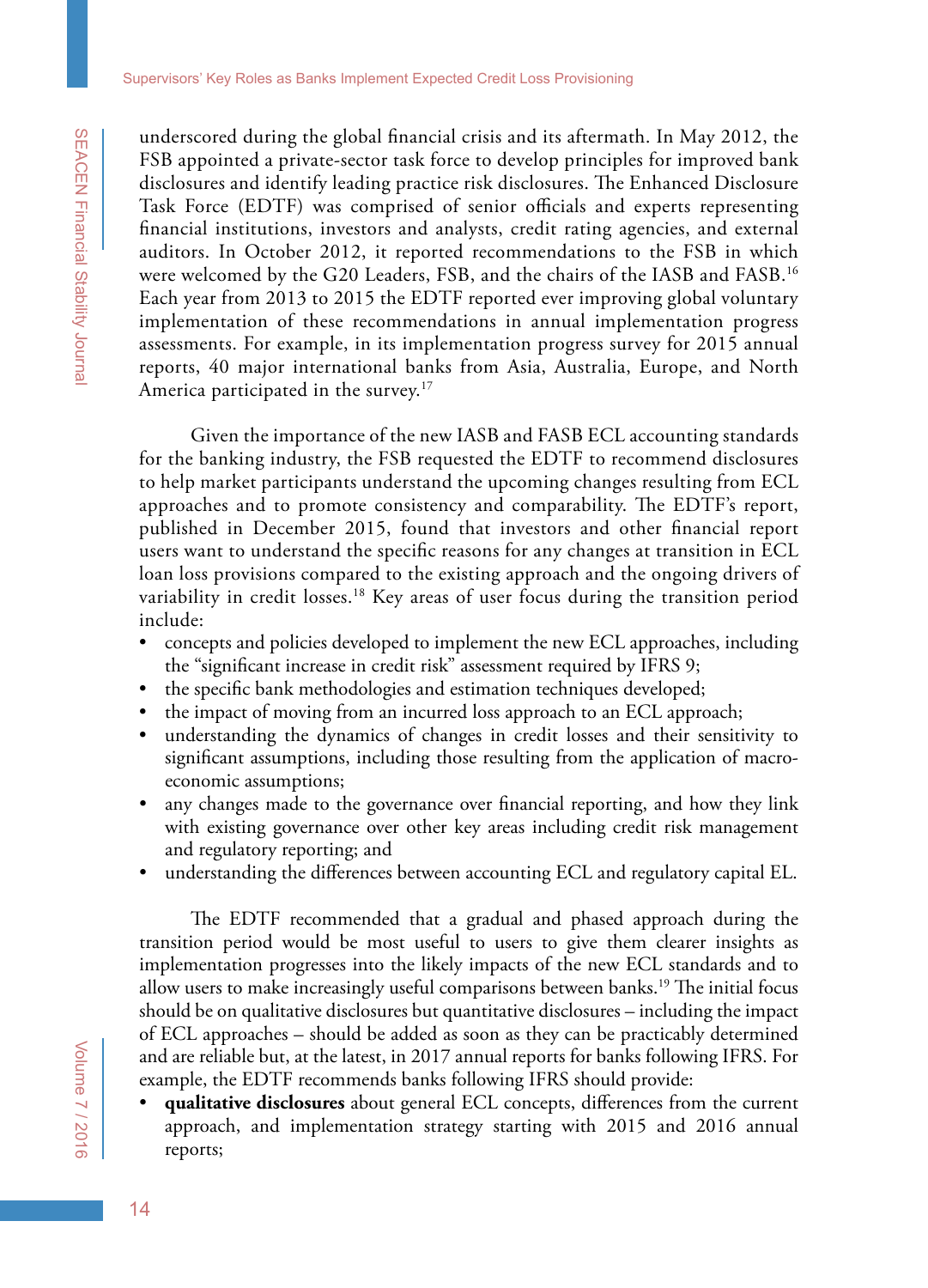underscored during the global financial crisis and its aftermath. In May 2012, the FSB appointed a private-sector task force to develop principles for improved bank disclosures and identify leading practice risk disclosures. The Enhanced Disclosure Task Force (EDTF) was comprised of senior officials and experts representing financial institutions, investors and analysts, credit rating agencies, and external auditors. In October 2012, it reported recommendations to the FSB in which were welcomed by the G20 Leaders, FSB, and the chairs of the IASB and FASB.[16] Each year from 2013 to 2015 the EDTF reported ever improving global voluntary implementation of these recommendations in annual implementation progress assessments. For example, in its implementation progress survey for 2015 annual reports, 40 major international banks from Asia, Australia, Europe, and North America participated in the survey.[17]

Given the importance of the new IASB and FASB ECL accounting standards for the banking industry, the FSB requested the EDTF to recommend disclosures to help market participants understand the upcoming changes resulting from ECL approaches and to promote consistency and comparability. The EDTF's report, published in December 2015, found that investors and other financial report users want to understand the specific reasons for any changes at transition in ECL loan loss provisions compared to the existing approach and the ongoing drivers of variability in credit losses.[18] Key areas of user focus during the transition period include:

- concepts and policies developed to implement the new ECL approaches, including the "significant increase in credit risk" assessment required by IFRS 9;
- the specific bank methodologies and estimation techniques developed;
- the impact of moving from an incurred loss approach to an ECL approach;
- understanding the dynamics of changes in credit losses and their sensitivity to significant assumptions, including those resulting from the application of macro-economic assumptions;
- any changes made to the governance over financial reporting, and how they link with existing governance over other key areas including credit risk management and regulatory reporting; and
- understanding the differences between accounting ECL and regulatory capital EL.

The EDTF recommended that a gradual and phased approach during the transition period would be most useful to users to give them clearer insights as implementation progresses into the likely impacts of the new ECL standards and to allow users to make increasingly useful comparisons between banks.[19] The initial focus should be on qualitative disclosures but quantitative disclosures – including the impact of ECL approaches – should be added as soon as they can be practicably determined and are reliable but, at the latest, in 2017 annual reports for banks following IFRS. For example, the EDTF recommends banks following IFRS should provide:

- **qualitative disclosures** about general ECL concepts, differences from the current approach, and implementation strategy starting with 2015 and 2016 annual reports;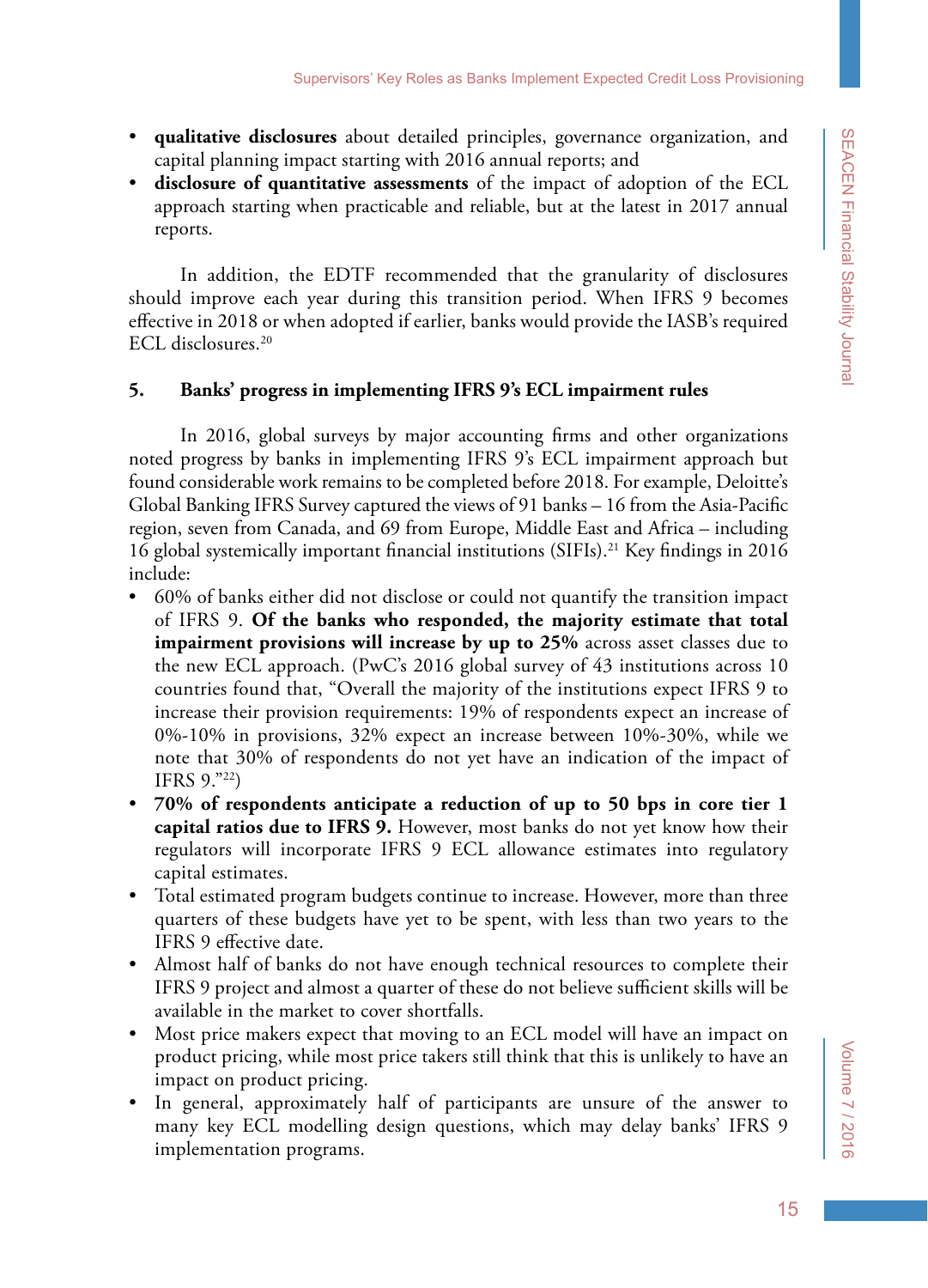- **qualitative disclosures** about detailed principles, governance organization, and capital planning impact starting with 2016 annual reports; and
- **disclosure of quantitative assessments** of the impact of adoption of the ECL approach starting when practicable and reliable, but at the latest in 2017 annual reports.

In addition, the EDTF recommended that the granularity of disclosures should improve each year during this transition period. When IFRS 9 becomes effective in 2018 or when adopted if earlier, banks would provide the IASB's required ECL disclosures.[20]

## 5. Banks' progress in implementing IFRS 9's ECL impairment rules

In 2016, global surveys by major accounting firms and other organizations noted progress by banks in implementing IFRS 9's ECL impairment approach but found considerable work remains to be completed before 2018. For example, Deloitte's Global Banking IFRS Survey captured the views of 91 banks – 16 from the Asia-Pacific region, seven from Canada, and 69 from Europe, Middle East and Africa – including 16 global systemically important financial institutions (SIFIs).[21] Key findings in 2016 include:

- 60% of banks either did not disclose or could not quantify the transition impact of IFRS 9. **Of the banks who responded, the majority estimate that total impairment provisions will increase by up to 25%** across asset classes due to the new ECL approach. (PwC's 2016 global survey of 43 institutions across 10 countries found that, "Overall the majority of the institutions expect IFRS 9 to increase their provision requirements: 19% of respondents expect an increase of 0%-10% in provisions, 32% expect an increase between 10%-30%, while we note that 30% of respondents do not yet have an indication of the impact of IFRS 9."[22])
- **70% of respondents anticipate a reduction of up to 50 bps in core tier 1 capital ratios due to IFRS 9.** However, most banks do not yet know how their regulators will incorporate IFRS 9 ECL allowance estimates into regulatory capital estimates.
- Total estimated program budgets continue to increase. However, more than three quarters of these budgets have yet to be spent, with less than two years to the IFRS 9 effective date.
- Almost half of banks do not have enough technical resources to complete their IFRS 9 project and almost a quarter of these do not believe sufficient skills will be available in the market to cover shortfalls.
- Most price makers expect that moving to an ECL model will have an impact on product pricing, while most price takers still think that this is unlikely to have an impact on product pricing.
- In general, approximately half of participants are unsure of the answer to many key ECL modelling design questions, which may delay banks' IFRS 9 implementation programs.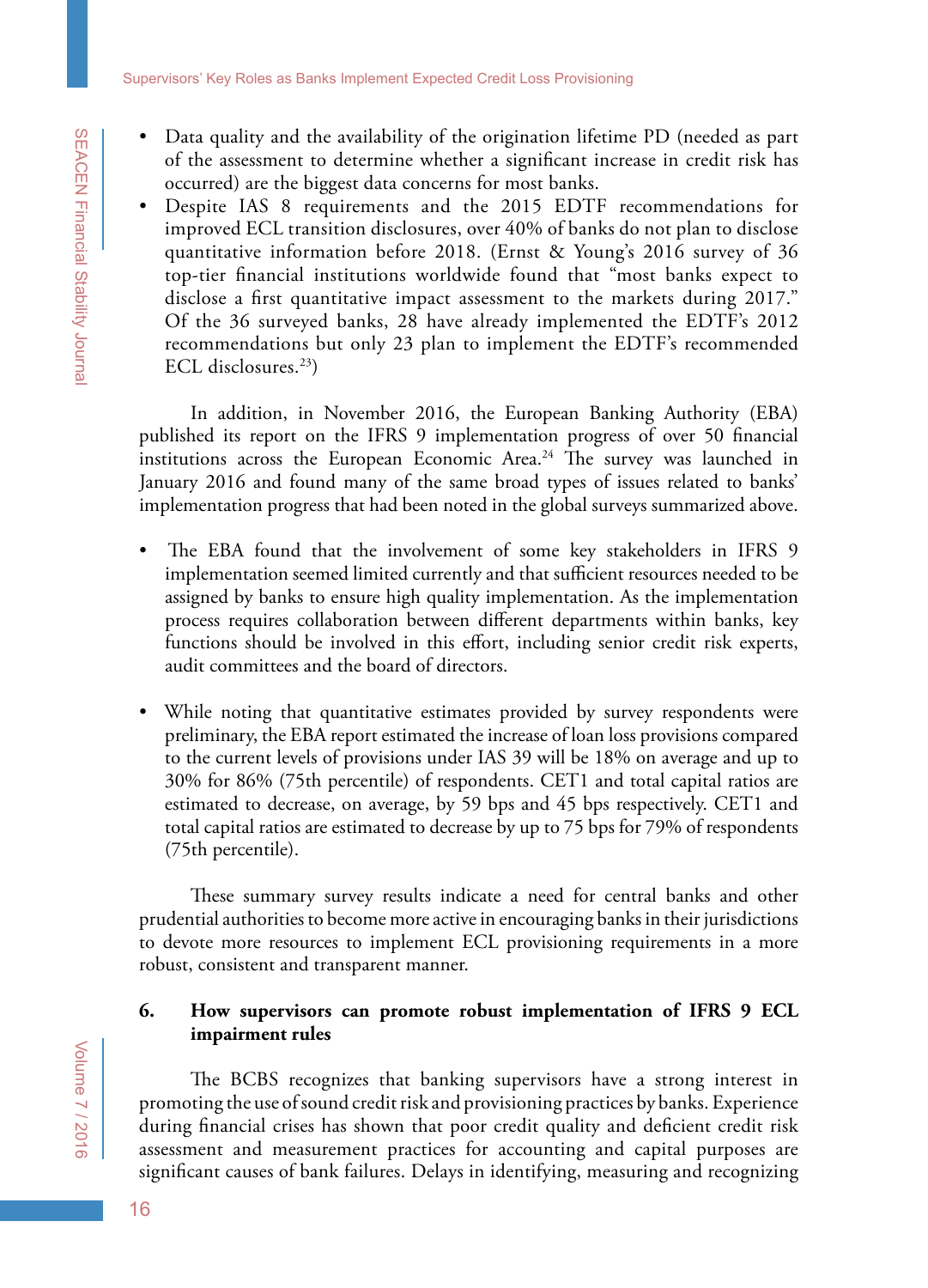- Data quality and the availability of the origination lifetime PD (needed as part of the assessment to determine whether a significant increase in credit risk has occurred) are the biggest data concerns for most banks.
- Despite IAS 8 requirements and the 2015 EDTF recommendations for improved ECL transition disclosures, over 40% of banks do not plan to disclose quantitative information before 2018. (Ernst & Young's 2016 survey of 36 top-tier financial institutions worldwide found that "most banks expect to disclose a first quantitative impact assessment to the markets during 2017." Of the 36 surveyed banks, 28 have already implemented the EDTF's 2012 recommendations but only 23 plan to implement the EDTF's recommended ECL disclosures.[23])

In addition, in November 2016, the European Banking Authority (EBA) published its report on the IFRS 9 implementation progress of over 50 financial institutions across the European Economic Area.[24] The survey was launched in January 2016 and found many of the same broad types of issues related to banks' implementation progress that had been noted in the global surveys summarized above.

- The EBA found that the involvement of some key stakeholders in IFRS 9 implementation seemed limited currently and that sufficient resources needed to be assigned by banks to ensure high quality implementation. As the implementation process requires collaboration between different departments within banks, key functions should be involved in this effort, including senior credit risk experts, audit committees and the board of directors.

- While noting that quantitative estimates provided by survey respondents were preliminary, the EBA report estimated the increase of loan loss provisions compared to the current levels of provisions under IAS 39 will be 18% on average and up to 30% for 86% (75th percentile) of respondents. CET1 and total capital ratios are estimated to decrease, on average, by 59 bps and 45 bps respectively. CET1 and total capital ratios are estimated to decrease by up to 75 bps for 79% of respondents (75th percentile).

These summary survey results indicate a need for central banks and other prudential authorities to become more active in encouraging banks in their jurisdictions to devote more resources to implement ECL provisioning requirements in a more robust, consistent and transparent manner.

## 6. How supervisors can promote robust implementation of IFRS 9 ECL impairment rules

The BCBS recognizes that banking supervisors have a strong interest in promoting the use of sound credit risk and provisioning practices by banks. Experience during financial crises has shown that poor credit quality and deficient credit risk assessment and measurement practices for accounting and capital purposes are significant causes of bank failures. Delays in identifying, measuring and recognizing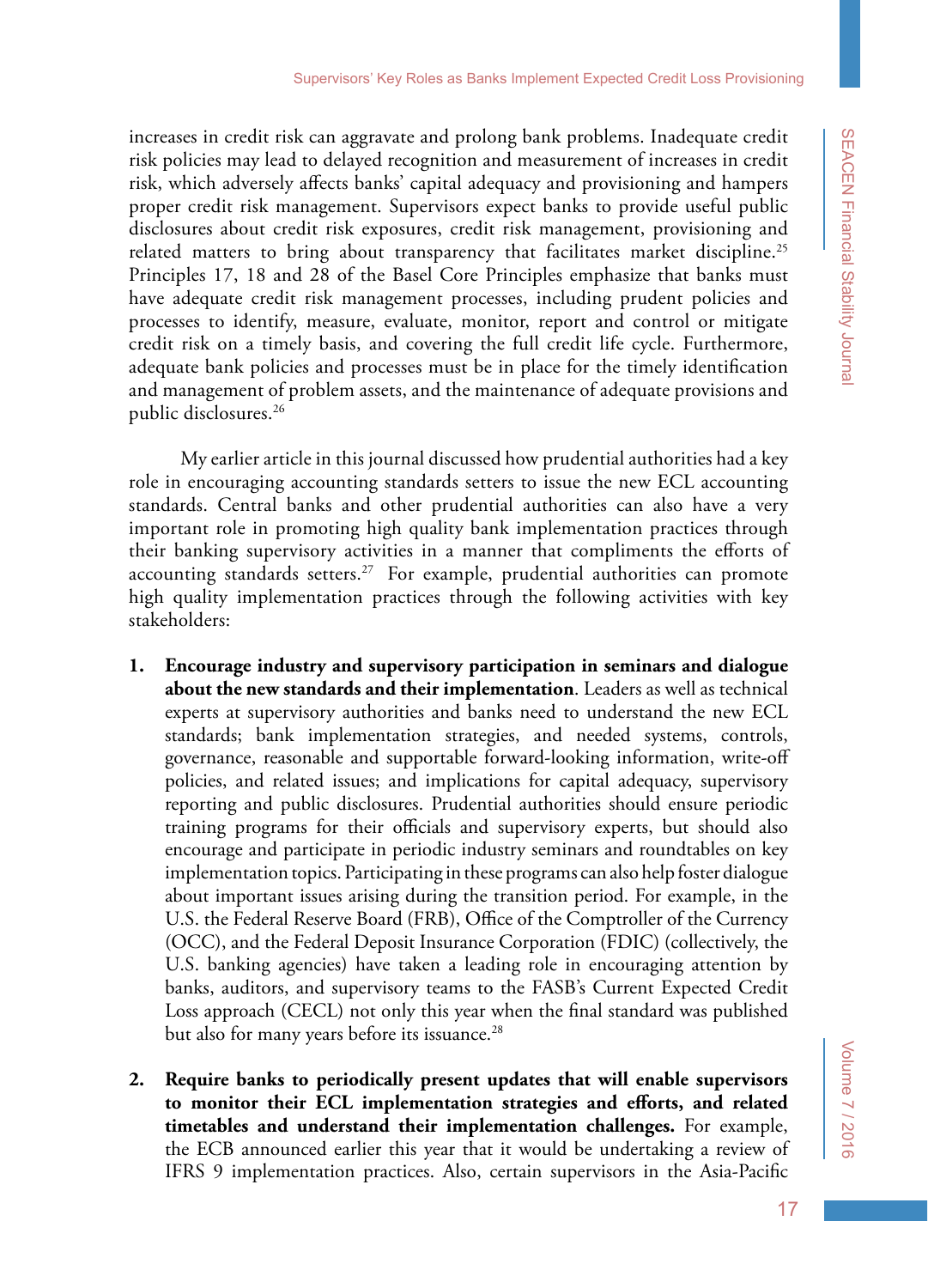increases in credit risk can aggravate and prolong bank problems. Inadequate credit risk policies may lead to delayed recognition and measurement of increases in credit risk, which adversely affects banks' capital adequacy and provisioning and hampers proper credit risk management. Supervisors expect banks to provide useful public disclosures about credit risk exposures, credit risk management, provisioning and related matters to bring about transparency that facilitates market discipline.[25] Principles 17, 18 and 28 of the Basel Core Principles emphasize that banks must have adequate credit risk management processes, including prudent policies and processes to identify, measure, evaluate, monitor, report and control or mitigate credit risk on a timely basis, and covering the full credit life cycle. Furthermore, adequate bank policies and processes must be in place for the timely identification and management of problem assets, and the maintenance of adequate provisions and public disclosures.[26]

My earlier article in this journal discussed how prudential authorities had a key role in encouraging accounting standards setters to issue the new ECL accounting standards. Central banks and other prudential authorities can also have a very important role in promoting high quality bank implementation practices through their banking supervisory activities in a manner that compliments the efforts of accounting standards setters.[27] For example, prudential authorities can promote high quality implementation practices through the following activities with key stakeholders:

1. **Encourage industry and supervisory participation in seminars and dialogue about the new standards and their implementation**. Leaders as well as technical experts at supervisory authorities and banks need to understand the new ECL standards; bank implementation strategies, and needed systems, controls, governance, reasonable and supportable forward-looking information, write-off policies, and related issues; and implications for capital adequacy, supervisory reporting and public disclosures. Prudential authorities should ensure periodic training programs for their officials and supervisory experts, but should also encourage and participate in periodic industry seminars and roundtables on key implementation topics. Participating in these programs can also help foster dialogue about important issues arising during the transition period. For example, in the U.S. the Federal Reserve Board (FRB), Office of the Comptroller of the Currency (OCC), and the Federal Deposit Insurance Corporation (FDIC) (collectively, the U.S. banking agencies) have taken a leading role in encouraging attention by banks, auditors, and supervisory teams to the FASB's Current Expected Credit Loss approach (CECL) not only this year when the final standard was published but also for many years before its issuance.[28]

2. **Require banks to periodically present updates that will enable supervisors to monitor their ECL implementation strategies and efforts, and related timetables and understand their implementation challenges.** For example, the ECB announced earlier this year that it would be undertaking a review of IFRS 9 implementation practices. Also, certain supervisors in the Asia-Pacific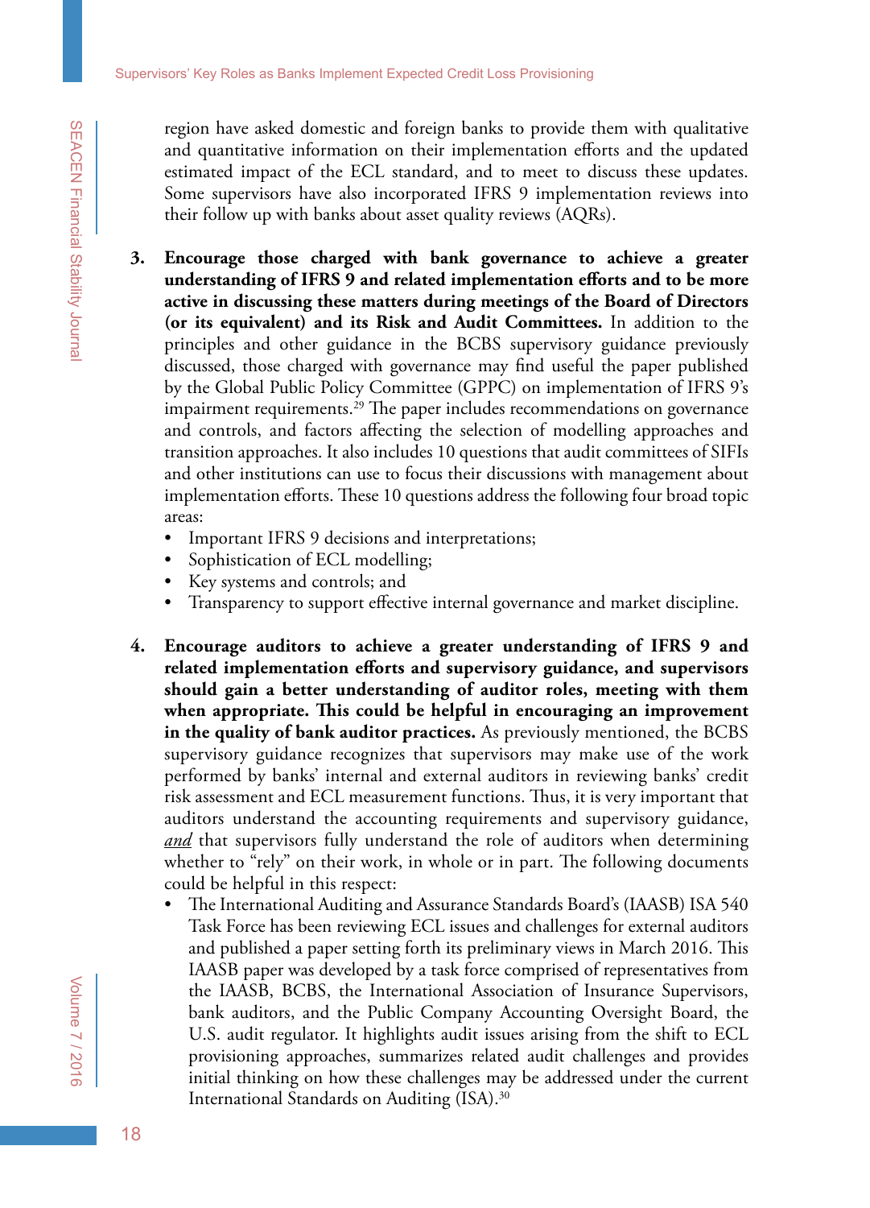region have asked domestic and foreign banks to provide them with qualitative and quantitative information on their implementation efforts and the updated estimated impact of the ECL standard, and to meet to discuss these updates. Some supervisors have also incorporated IFRS 9 implementation reviews into their follow up with banks about asset quality reviews (AQRs).

3. **Encourage those charged with bank governance to achieve a greater understanding of IFRS 9 and related implementation efforts and to be more active in discussing these matters during meetings of the Board of Directors (or its equivalent) and its Risk and Audit Committees.** In addition to the principles and other guidance in the BCBS supervisory guidance previously discussed, those charged with governance may find useful the paper published by the Global Public Policy Committee (GPPC) on implementation of IFRS 9's impairment requirements.[29] The paper includes recommendations on governance and controls, and factors affecting the selection of modelling approaches and transition approaches. It also includes 10 questions that audit committees of SIFIs and other institutions can use to focus their discussions with management about implementation efforts. These 10 questions address the following four broad topic areas:
   - Important IFRS 9 decisions and interpretations;
   - Sophistication of ECL modelling;
   - Key systems and controls; and
   - Transparency to support effective internal governance and market discipline.

4. **Encourage auditors to achieve a greater understanding of IFRS 9 and related implementation efforts and supervisory guidance, and supervisors should gain a better understanding of auditor roles, meeting with them when appropriate. This could be helpful in encouraging an improvement in the quality of bank auditor practices.** As previously mentioned, the BCBS supervisory guidance recognizes that supervisors may make use of the work performed by banks' internal and external auditors in reviewing banks' credit risk assessment and ECL measurement functions. Thus, it is very important that auditors understand the accounting requirements and supervisory guidance, ***and*** that supervisors fully understand the role of auditors when determining whether to "rely" on their work, in whole or in part. The following documents could be helpful in this respect:
   - The International Auditing and Assurance Standards Board's (IAASB) ISA 540 Task Force has been reviewing ECL issues and challenges for external auditors and published a paper setting forth its preliminary views in March 2016. This IAASB paper was developed by a task force comprised of representatives from the IAASB, BCBS, the International Association of Insurance Supervisors, bank auditors, and the Public Company Accounting Oversight Board, the U.S. audit regulator. It highlights audit issues arising from the shift to ECL provisioning approaches, summarizes related audit challenges and provides initial thinking on how these challenges may be addressed under the current International Standards on Auditing (ISA).[30]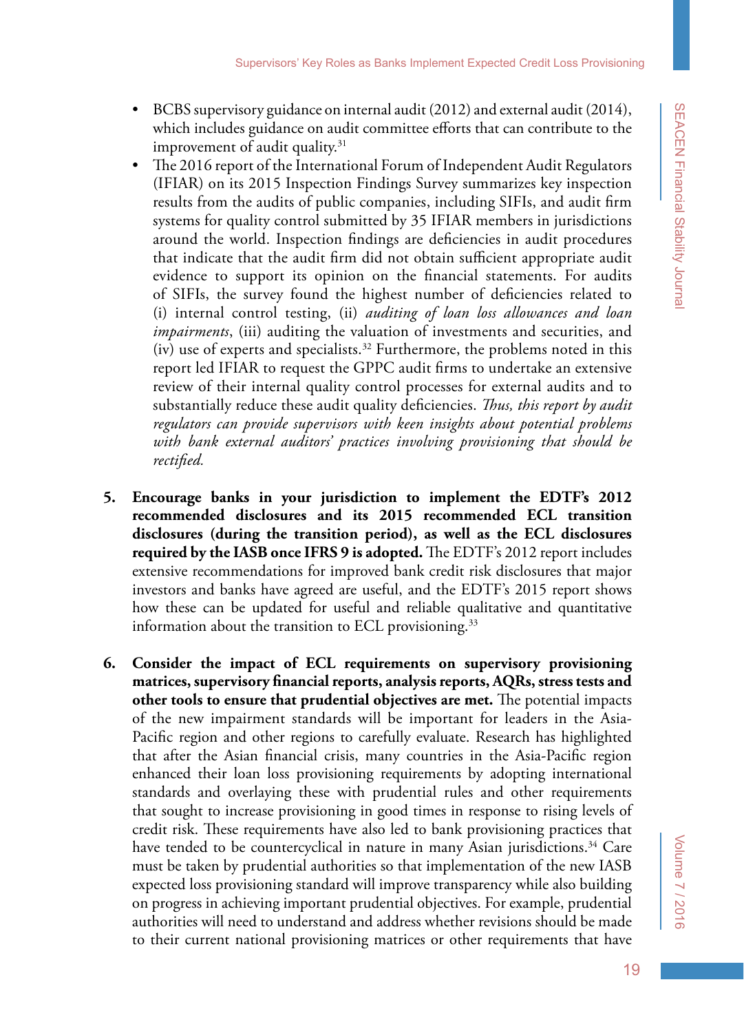- BCBS supervisory guidance on internal audit (2012) and external audit (2014), which includes guidance on audit committee efforts that can contribute to the improvement of audit quality.[31]
- The 2016 report of the International Forum of Independent Audit Regulators (IFIAR) on its 2015 Inspection Findings Survey summarizes key inspection results from the audits of public companies, including SIFIs, and audit firm systems for quality control submitted by 35 IFIAR members in jurisdictions around the world. Inspection findings are deficiencies in audit procedures that indicate that the audit firm did not obtain sufficient appropriate audit evidence to support its opinion on the financial statements. For audits of SIFIs, the survey found the highest number of deficiencies related to (i) internal control testing, (ii) *auditing of loan loss allowances and loan impairments*, (iii) auditing the valuation of investments and securities, and (iv) use of experts and specialists.[32] Furthermore, the problems noted in this report led IFIAR to request the GPPC audit firms to undertake an extensive review of their internal quality control processes for external audits and to substantially reduce these audit quality deficiencies. *Thus, this report by audit regulators can provide supervisors with keen insights about potential problems with bank external auditors' practices involving provisioning that should be rectified.*

5. **Encourage banks in your jurisdiction to implement the EDTF's 2012 recommended disclosures and its 2015 recommended ECL transition disclosures (during the transition period), as well as the ECL disclosures required by the IASB once IFRS 9 is adopted.** The EDTF's 2012 report includes extensive recommendations for improved bank credit risk disclosures that major investors and banks have agreed are useful, and the EDTF's 2015 report shows how these can be updated for useful and reliable qualitative and quantitative information about the transition to ECL provisioning.[33]

6. **Consider the impact of ECL requirements on supervisory provisioning matrices, supervisory financial reports, analysis reports, AQRs, stress tests and other tools to ensure that prudential objectives are met.** The potential impacts of the new impairment standards will be important for leaders in the Asia-Pacific region and other regions to carefully evaluate. Research has highlighted that after the Asian financial crisis, many countries in the Asia-Pacific region enhanced their loan loss provisioning requirements by adopting international standards and overlaying these with prudential rules and other requirements that sought to increase provisioning in good times in response to rising levels of credit risk. These requirements have also led to bank provisioning practices that have tended to be countercyclical in nature in many Asian jurisdictions.[34] Care must be taken by prudential authorities so that implementation of the new IASB expected loss provisioning standard will improve transparency while also building on progress in achieving important prudential objectives. For example, prudential authorities will need to understand and address whether revisions should be made to their current national provisioning matrices or other requirements that have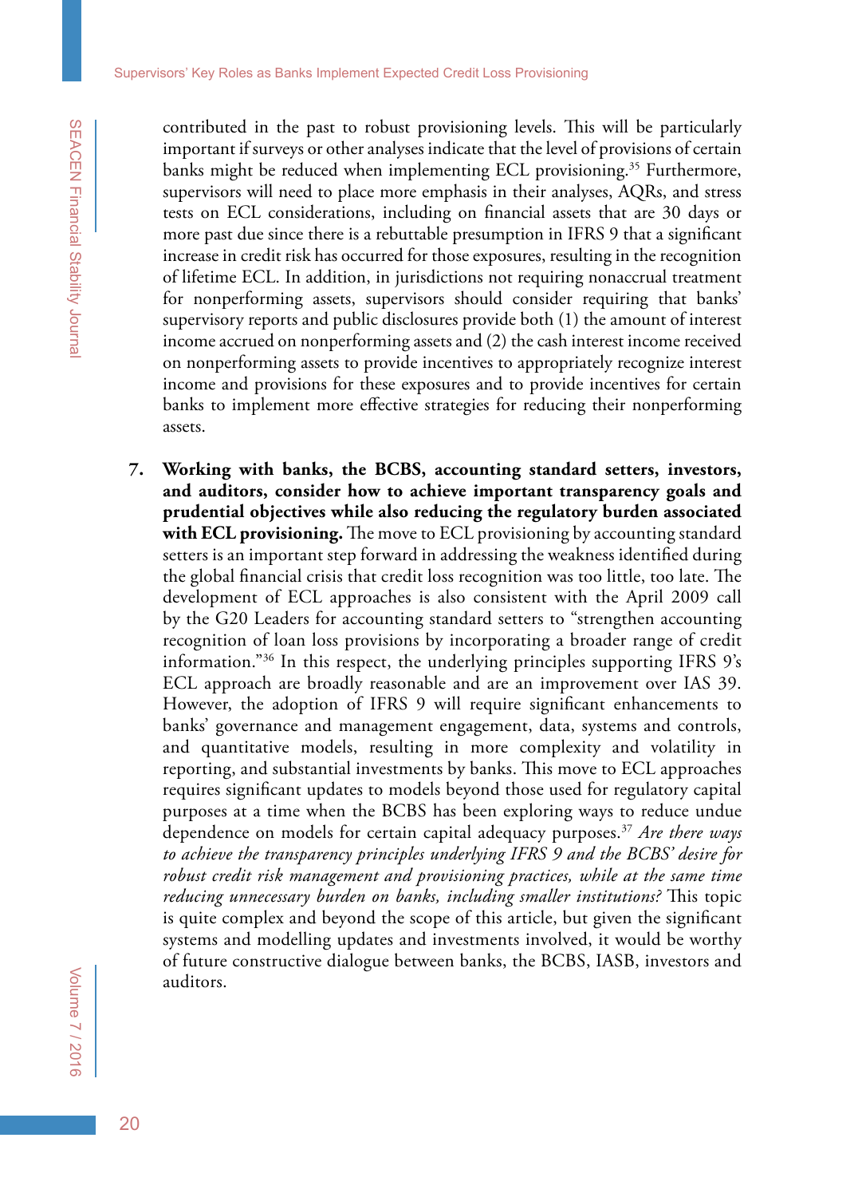contributed in the past to robust provisioning levels. This will be particularly important if surveys or other analyses indicate that the level of provisions of certain banks might be reduced when implementing ECL provisioning.[35] Furthermore, supervisors will need to place more emphasis in their analyses, AQRs, and stress tests on ECL considerations, including on financial assets that are 30 days or more past due since there is a rebuttable presumption in IFRS 9 that a significant increase in credit risk has occurred for those exposures, resulting in the recognition of lifetime ECL. In addition, in jurisdictions not requiring nonaccrual treatment for nonperforming assets, supervisors should consider requiring that banks' supervisory reports and public disclosures provide both (1) the amount of interest income accrued on nonperforming assets and (2) the cash interest income received on nonperforming assets to provide incentives to appropriately recognize interest income and provisions for these exposures and to provide incentives for certain banks to implement more effective strategies for reducing their nonperforming assets.

7. **Working with banks, the BCBS, accounting standard setters, investors, and auditors, consider how to achieve important transparency goals and prudential objectives while also reducing the regulatory burden associated with ECL provisioning.** The move to ECL provisioning by accounting standard setters is an important step forward in addressing the weakness identified during the global financial crisis that credit loss recognition was too little, too late. The development of ECL approaches is also consistent with the April 2009 call by the G20 Leaders for accounting standard setters to "strengthen accounting recognition of loan loss provisions by incorporating a broader range of credit information."[36] In this respect, the underlying principles supporting IFRS 9's ECL approach are broadly reasonable and are an improvement over IAS 39. However, the adoption of IFRS 9 will require significant enhancements to banks' governance and management engagement, data, systems and controls, and quantitative models, resulting in more complexity and volatility in reporting, and substantial investments by banks. This move to ECL approaches requires significant updates to models beyond those used for regulatory capital purposes at a time when the BCBS has been exploring ways to reduce undue dependence on models for certain capital adequacy purposes.[37] *Are there ways to achieve the transparency principles underlying IFRS 9 and the BCBS' desire for robust credit risk management and provisioning practices, while at the same time reducing unnecessary burden on banks, including smaller institutions?* This topic is quite complex and beyond the scope of this article, but given the significant systems and modelling updates and investments involved, it would be worthy of future constructive dialogue between banks, the BCBS, IASB, investors and auditors.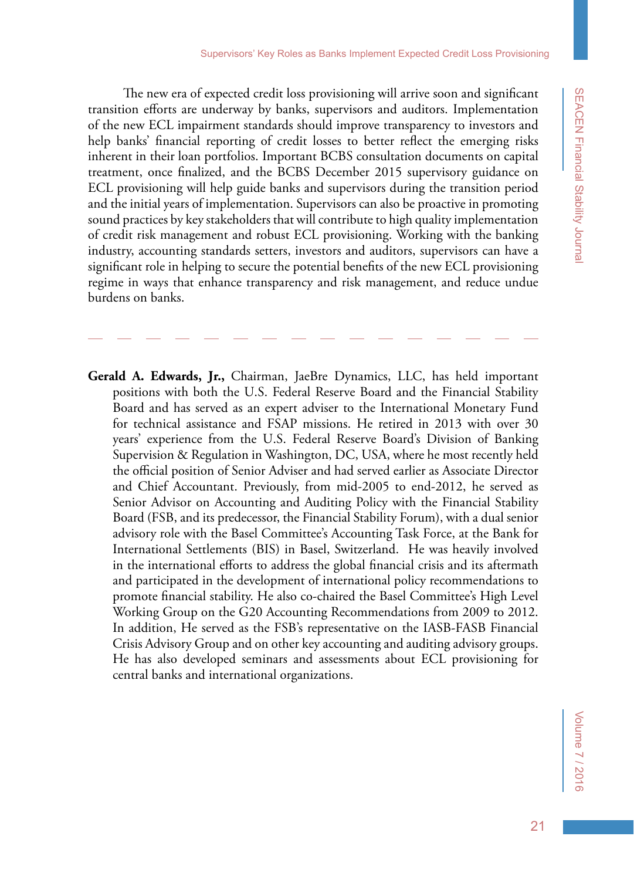The new era of expected credit loss provisioning will arrive soon and significant transition efforts are underway by banks, supervisors and auditors. Implementation of the new ECL impairment standards should improve transparency to investors and help banks' financial reporting of credit losses to better reflect the emerging risks inherent in their loan portfolios. Important BCBS consultation documents on capital treatment, once finalized, and the BCBS December 2015 supervisory guidance on ECL provisioning will help guide banks and supervisors during the transition period and the initial years of implementation. Supervisors can also be proactive in promoting sound practices by key stakeholders that will contribute to high quality implementation of credit risk management and robust ECL provisioning. Working with the banking industry, accounting standards setters, investors and auditors, supervisors can have a significant role in helping to secure the potential benefits of the new ECL provisioning regime in ways that enhance transparency and risk management, and reduce undue burdens on banks.

---

**Gerald A. Edwards, Jr.,** Chairman, JaeBre Dynamics, LLC, has held important positions with both the U.S. Federal Reserve Board and the Financial Stability Board and has served as an expert adviser to the International Monetary Fund for technical assistance and FSAP missions. He retired in 2013 with over 30 years' experience from the U.S. Federal Reserve Board's Division of Banking Supervision & Regulation in Washington, DC, USA, where he most recently held the official position of Senior Adviser and had served earlier as Associate Director and Chief Accountant. Previously, from mid-2005 to end-2012, he served as Senior Advisor on Accounting and Auditing Policy with the Financial Stability Board (FSB, and its predecessor, the Financial Stability Forum), with a dual senior advisory role with the Basel Committee's Accounting Task Force, at the Bank for International Settlements (BIS) in Basel, Switzerland. He was heavily involved in the international efforts to address the global financial crisis and its aftermath and participated in the development of international policy recommendations to promote financial stability. He also co-chaired the Basel Committee's High Level Working Group on the G20 Accounting Recommendations from 2009 to 2012. In addition, He served as the FSB's representative on the IASB-FASB Financial Crisis Advisory Group and on other key accounting and auditing advisory groups. He has also developed seminars and assessments about ECL provisioning for central banks and international organizations.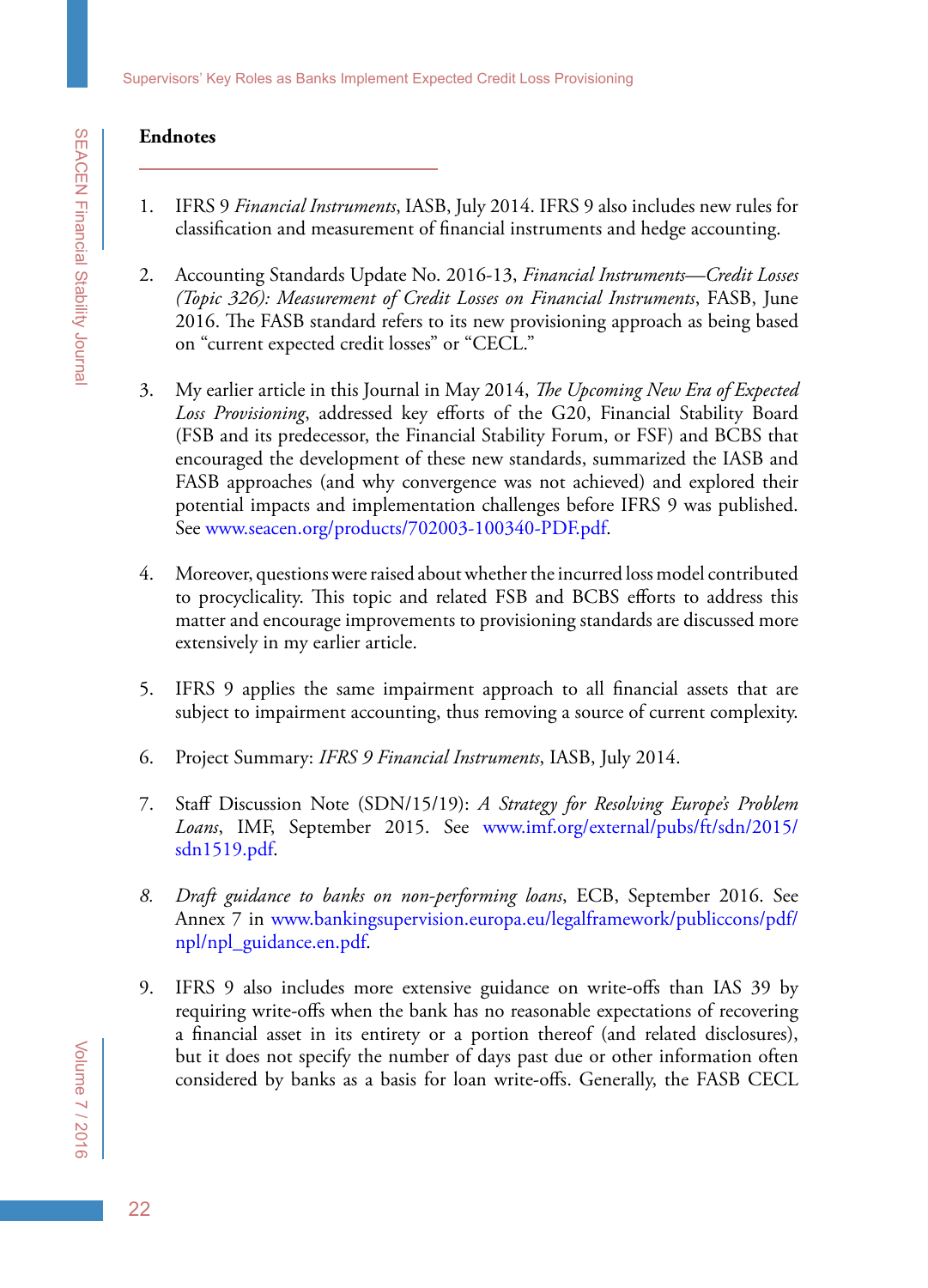## Endnotes

1. IFRS 9 *Financial Instruments*, IASB, July 2014. IFRS 9 also includes new rules for classification and measurement of financial instruments and hedge accounting.

2. Accounting Standards Update No. 2016-13, *Financial Instruments—Credit Losses (Topic 326): Measurement of Credit Losses on Financial Instruments*, FASB, June 2016. The FASB standard refers to its new provisioning approach as being based on "current expected credit losses" or "CECL."

3. My earlier article in this Journal in May 2014, *The Upcoming New Era of Expected Loss Provisioning*, addressed key efforts of the G20, Financial Stability Board (FSB and its predecessor, the Financial Stability Forum, or FSF) and BCBS that encouraged the development of these new standards, summarized the IASB and FASB approaches (and why convergence was not achieved) and explored their potential impacts and implementation challenges before IFRS 9 was published. See www.seacen.org/products/702003-100340-PDF.pdf.

4. Moreover, questions were raised about whether the incurred loss model contributed to procyclicality. This topic and related FSB and BCBS efforts to address this matter and encourage improvements to provisioning standards are discussed more extensively in my earlier article.

5. IFRS 9 applies the same impairment approach to all financial assets that are subject to impairment accounting, thus removing a source of current complexity.

6. Project Summary: *IFRS 9 Financial Instruments*, IASB, July 2014.

7. Staff Discussion Note (SDN/15/19): *A Strategy for Resolving Europe's Problem Loans*, IMF, September 2015. See www.imf.org/external/pubs/ft/sdn/2015/sdn1519.pdf.

8. *Draft guidance to banks on non-performing loans*, ECB, September 2016. See Annex 7 in www.bankingsupervision.europa.eu/legalframework/publiccons/pdf/npl/npl_guidance.en.pdf.

9. IFRS 9 also includes more extensive guidance on write-offs than IAS 39 by requiring write-offs when the bank has no reasonable expectations of recovering a financial asset in its entirety or a portion thereof (and related disclosures), but it does not specify the number of days past due or other information often considered by banks as a basis for loan write-offs. Generally, the FASB CECL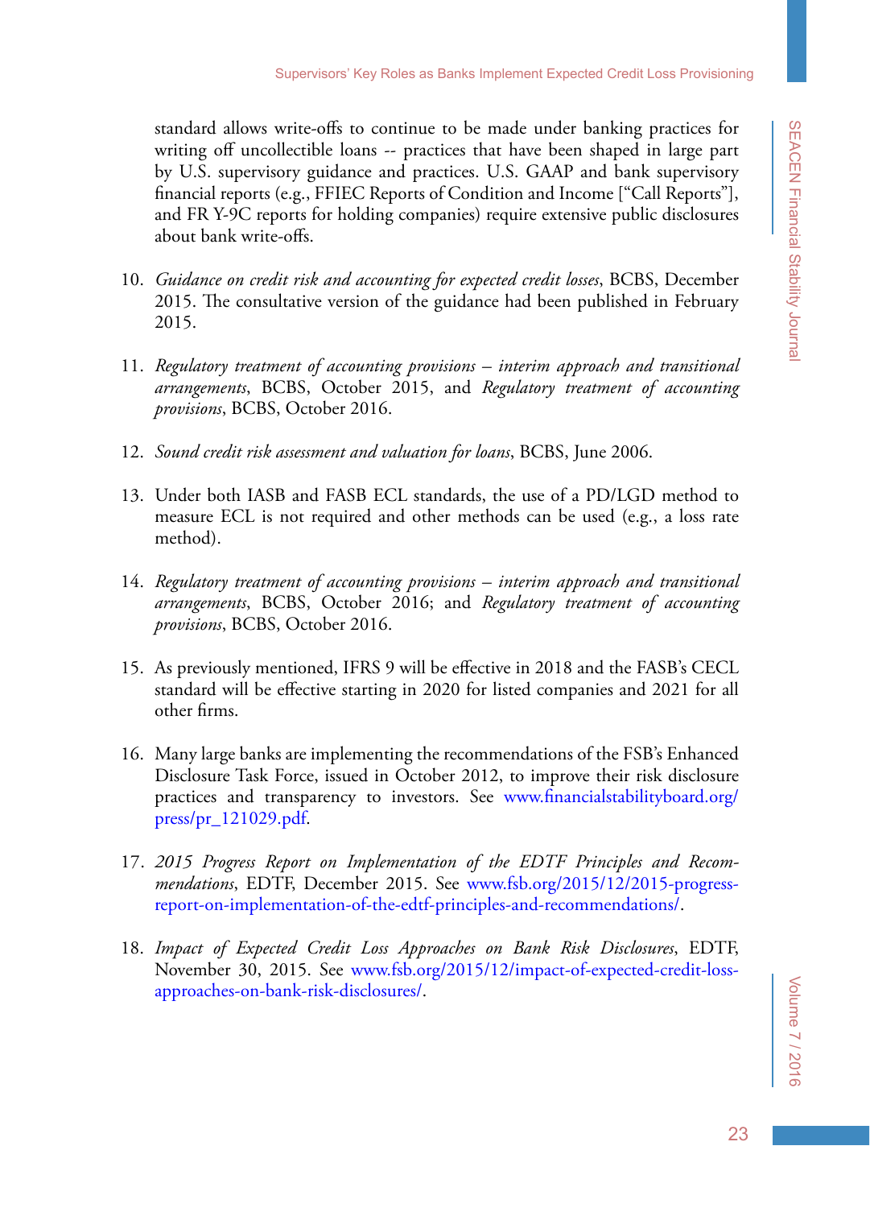standard allows write-offs to continue to be made under banking practices for writing off uncollectible loans -- practices that have been shaped in large part by U.S. supervisory guidance and practices. U.S. GAAP and bank supervisory financial reports (e.g., FFIEC Reports of Condition and Income ["Call Reports"], and FR Y-9C reports for holding companies) require extensive public disclosures about bank write-offs.

10. *Guidance on credit risk and accounting for expected credit losses*, BCBS, December 2015. The consultative version of the guidance had been published in February 2015.

11. *Regulatory treatment of accounting provisions – interim approach and transitional arrangements*, BCBS, October 2015, and *Regulatory treatment of accounting provisions*, BCBS, October 2016.

12. *Sound credit risk assessment and valuation for loans*, BCBS, June 2006.

13. Under both IASB and FASB ECL standards, the use of a PD/LGD method to measure ECL is not required and other methods can be used (e.g., a loss rate method).

14. *Regulatory treatment of accounting provisions – interim approach and transitional arrangements*, BCBS, October 2016; and *Regulatory treatment of accounting provisions*, BCBS, October 2016.

15. As previously mentioned, IFRS 9 will be effective in 2018 and the FASB's CECL standard will be effective starting in 2020 for listed companies and 2021 for all other firms.

16. Many large banks are implementing the recommendations of the FSB's Enhanced Disclosure Task Force, issued in October 2012, to improve their risk disclosure practices and transparency to investors. See www.financialstabilityboard.org/press/pr_121029.pdf.

17. *2015 Progress Report on Implementation of the EDTF Principles and Recommendations*, EDTF, December 2015. See www.fsb.org/2015/12/2015-progress-report-on-implementation-of-the-edtf-principles-and-recommendations/.

18. *Impact of Expected Credit Loss Approaches on Bank Risk Disclosures*, EDTF, November 30, 2015. See www.fsb.org/2015/12/impact-of-expected-credit-loss-approaches-on-bank-risk-disclosures/.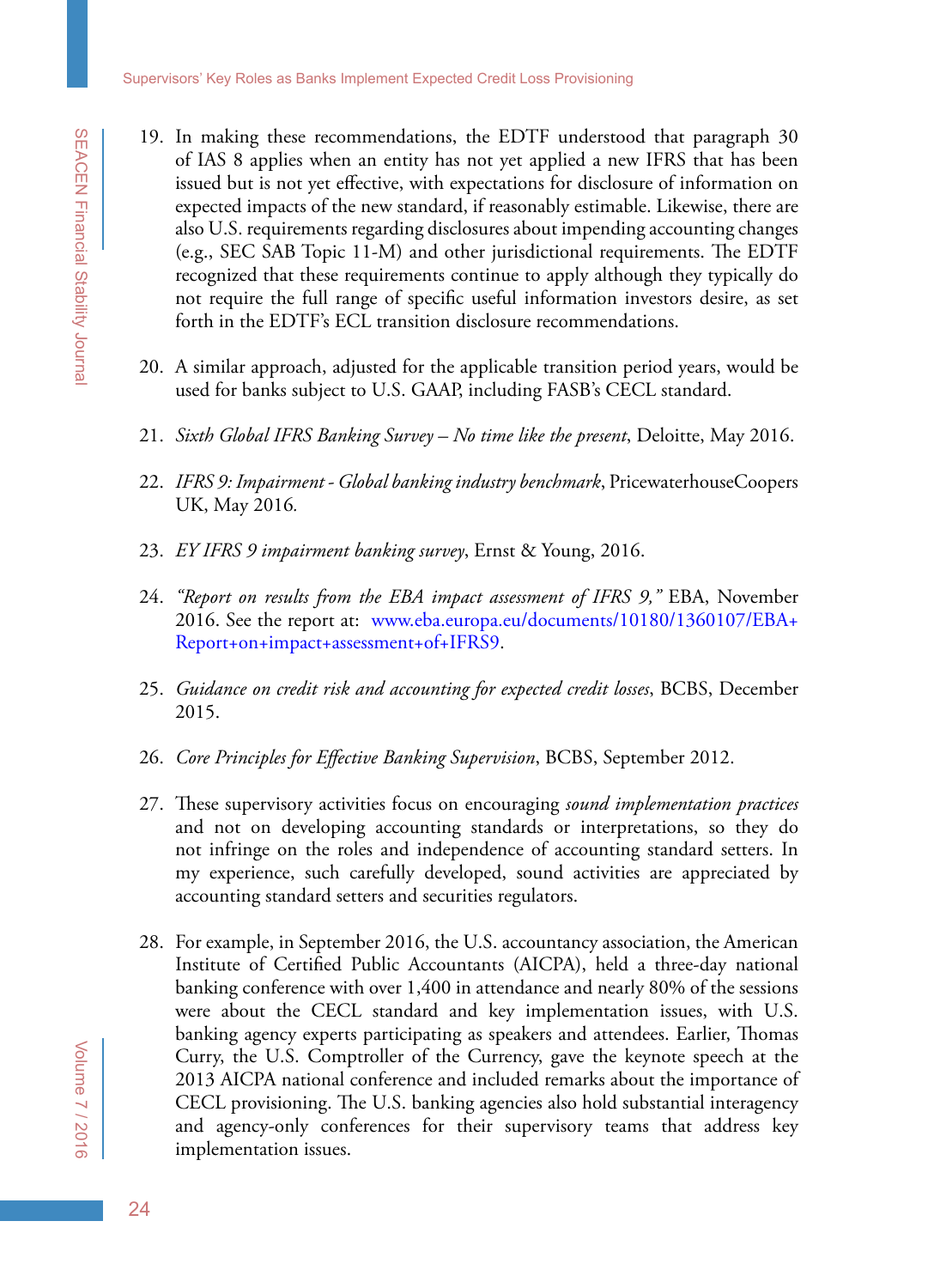19. In making these recommendations, the EDTF understood that paragraph 30 of IAS 8 applies when an entity has not yet applied a new IFRS that has been issued but is not yet effective, with expectations for disclosure of information on expected impacts of the new standard, if reasonably estimable. Likewise, there are also U.S. requirements regarding disclosures about impending accounting changes (e.g., SEC SAB Topic 11-M) and other jurisdictional requirements. The EDTF recognized that these requirements continue to apply although they typically do not require the full range of specific useful information investors desire, as set forth in the EDTF's ECL transition disclosure recommendations.

20. A similar approach, adjusted for the applicable transition period years, would be used for banks subject to U.S. GAAP, including FASB's CECL standard.

21. *Sixth Global IFRS Banking Survey – No time like the present*, Deloitte, May 2016.

22. *IFRS 9: Impairment - Global banking industry benchmark*, PricewaterhouseCoopers UK, May 2016.

23. *EY IFRS 9 impairment banking survey*, Ernst & Young, 2016.

24. *"Report on results from the EBA impact assessment of IFRS 9,"* EBA, November 2016. See the report at: www.eba.europa.eu/documents/10180/1360107/EBA+Report+on+impact+assessment+of+IFRS9.

25. *Guidance on credit risk and accounting for expected credit losses*, BCBS, December 2015.

26. *Core Principles for Effective Banking Supervision*, BCBS, September 2012.

27. These supervisory activities focus on encouraging *sound implementation practices* and not on developing accounting standards or interpretations, so they do not infringe on the roles and independence of accounting standard setters. In my experience, such carefully developed, sound activities are appreciated by accounting standard setters and securities regulators.

28. For example, in September 2016, the U.S. accountancy association, the American Institute of Certified Public Accountants (AICPA), held a three-day national banking conference with over 1,400 in attendance and nearly 80% of the sessions were about the CECL standard and key implementation issues, with U.S. banking agency experts participating as speakers and attendees. Earlier, Thomas Curry, the U.S. Comptroller of the Currency, gave the keynote speech at the 2013 AICPA national conference and included remarks about the importance of CECL provisioning. The U.S. banking agencies also hold substantial interagency and agency-only conferences for their supervisory teams that address key implementation issues.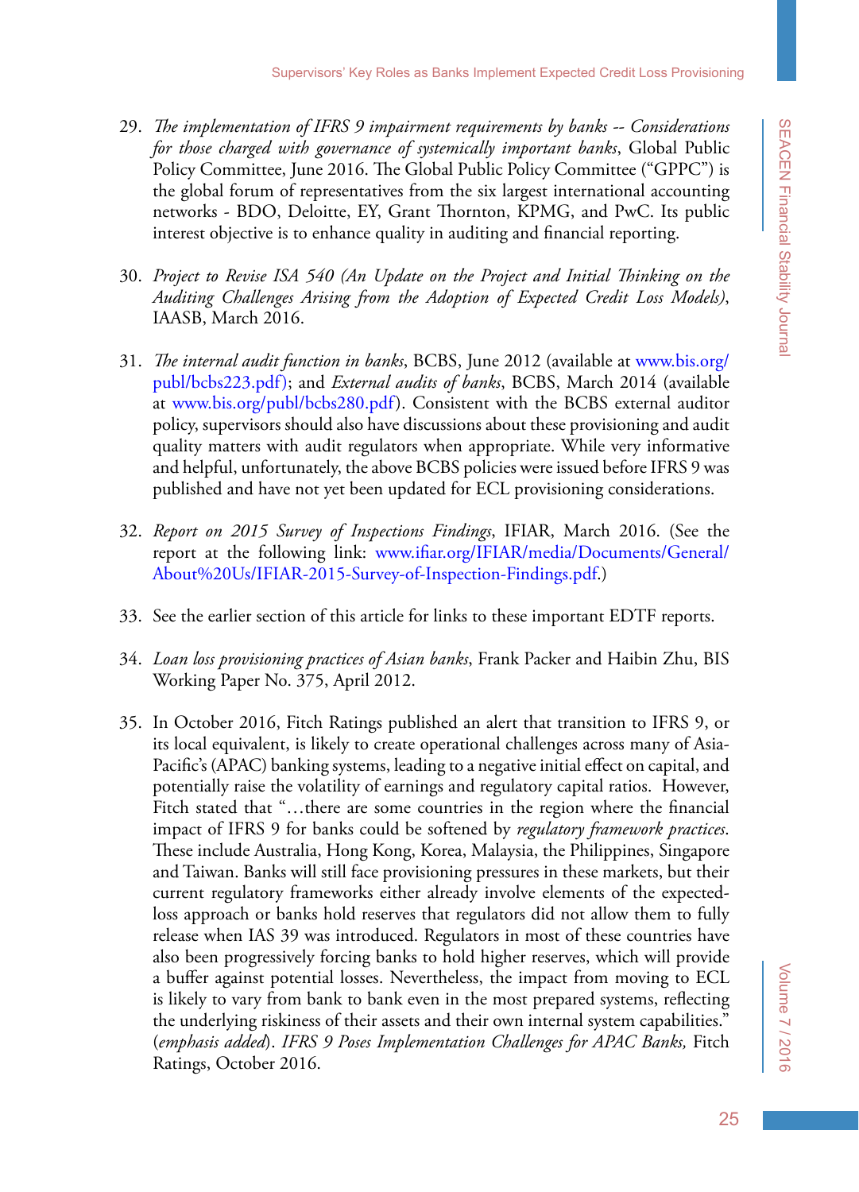29. *The implementation of IFRS 9 impairment requirements by banks -- Considerations for those charged with governance of systemically important banks*, Global Public Policy Committee, June 2016. The Global Public Policy Committee ("GPPC") is the global forum of representatives from the six largest international accounting networks - BDO, Deloitte, EY, Grant Thornton, KPMG, and PwC. Its public interest objective is to enhance quality in auditing and financial reporting.

30. *Project to Revise ISA 540 (An Update on the Project and Initial Thinking on the Auditing Challenges Arising from the Adoption of Expected Credit Loss Models)*, IAASB, March 2016.

31. *The internal audit function in banks*, BCBS, June 2012 (available at www.bis.org/publ/bcbs223.pdf); and *External audits of banks*, BCBS, March 2014 (available at www.bis.org/publ/bcbs280.pdf). Consistent with the BCBS external auditor policy, supervisors should also have discussions about these provisioning and audit quality matters with audit regulators when appropriate. While very informative and helpful, unfortunately, the above BCBS policies were issued before IFRS 9 was published and have not yet been updated for ECL provisioning considerations.

32. *Report on 2015 Survey of Inspections Findings*, IFIAR, March 2016. (See the report at the following link: www.ifiar.org/IFIAR/media/Documents/General/About%20Us/IFIAR-2015-Survey-of-Inspection-Findings.pdf.)

33. See the earlier section of this article for links to these important EDTF reports.

34. *Loan loss provisioning practices of Asian banks*, Frank Packer and Haibin Zhu, BIS Working Paper No. 375, April 2012.

35. In October 2016, Fitch Ratings published an alert that transition to IFRS 9, or its local equivalent, is likely to create operational challenges across many of Asia-Pacific's (APAC) banking systems, leading to a negative initial effect on capital, and potentially raise the volatility of earnings and regulatory capital ratios. However, Fitch stated that "…there are some countries in the region where the financial impact of IFRS 9 for banks could be softened by *regulatory framework practices*. These include Australia, Hong Kong, Korea, Malaysia, the Philippines, Singapore and Taiwan. Banks will still face provisioning pressures in these markets, but their current regulatory frameworks either already involve elements of the expected-loss approach or banks hold reserves that regulators did not allow them to fully release when IAS 39 was introduced. Regulators in most of these countries have also been progressively forcing banks to hold higher reserves, which will provide a buffer against potential losses. Nevertheless, the impact from moving to ECL is likely to vary from bank to bank even in the most prepared systems, reflecting the underlying riskiness of their assets and their own internal system capabilities." (*emphasis added*). *IFRS 9 Poses Implementation Challenges for APAC Banks,* Fitch Ratings, October 2016.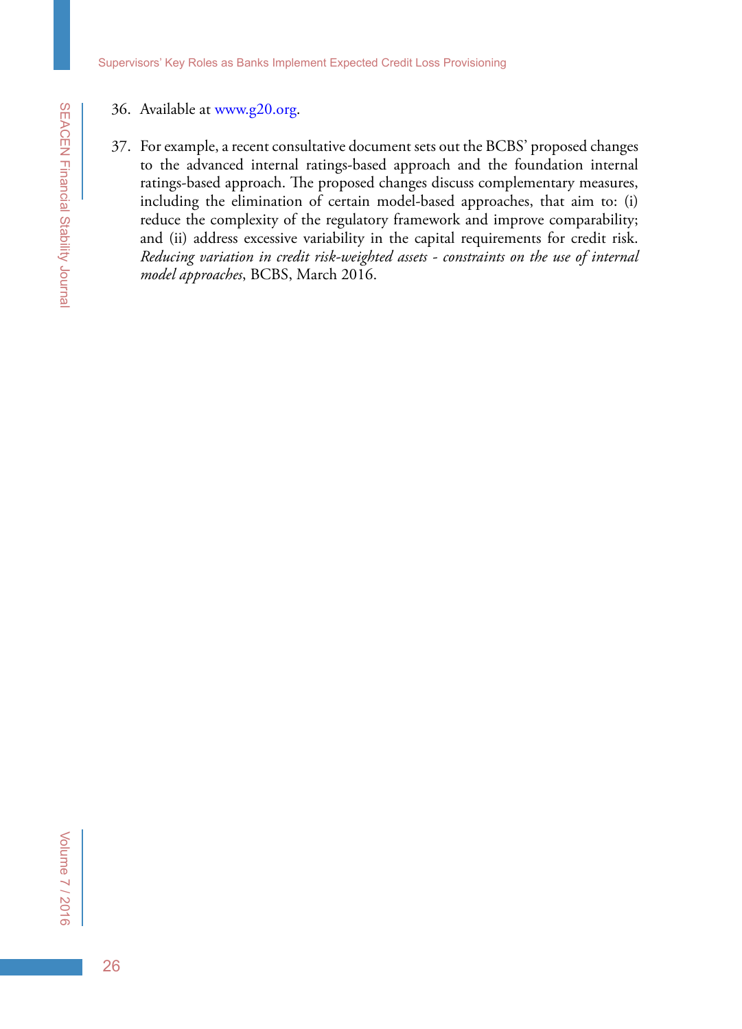36. Available at www.g20.org.

37. For example, a recent consultative document sets out the BCBS' proposed changes to the advanced internal ratings-based approach and the foundation internal ratings-based approach. The proposed changes discuss complementary measures, including the elimination of certain model-based approaches, that aim to: (i) reduce the complexity of the regulatory framework and improve comparability; and (ii) address excessive variability in the capital requirements for credit risk. *Reducing variation in credit risk-weighted assets - constraints on the use of internal model approaches*, BCBS, March 2016.